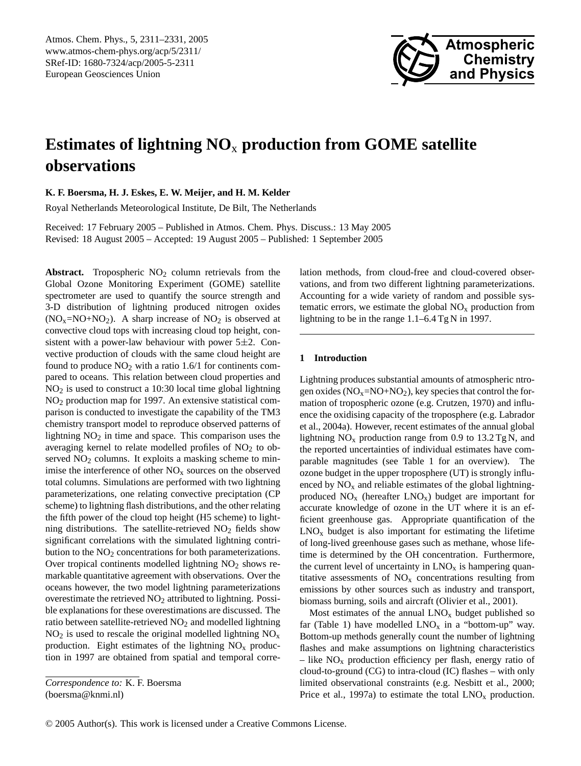# Estimates of lightning $NO_x$ production from GOME satellite observations

**K. F. Boersma, H. J. Eskes, E. W. Meijer, and H. M. Kelder**

Royal Netherlands Meteorological Institute, De Bilt, The Netherlands

Received: 17 February 2005 – Published in Atmos. Chem. Phys. Discuss.: 13 May 2005
Revised: 18 August 2005 – Accepted: 19 August 2005 – Published: 1 September 2005

**Abstract.** Tropospheric $NO_2$ column retrievals from the Global Ozone Monitoring Experiment (GOME) satellite spectrometer are used to quantify the source strength and 3-D distribution of lightning produced nitrogen oxides ($NO_x$=NO+$NO_2$). A sharp increase of $NO_2$ is observed at convective cloud tops with increasing cloud top height, consistent with a power-law behaviour with power 5±2. Convective production of clouds with the same cloud height are found to produce $NO_2$ with a ratio 1.6/1 for continents compared to oceans. This relation between cloud properties and $NO_2$ is used to construct a 10:30 local time global lightning $NO_2$ production map for 1997. An extensive statistical comparison is conducted to investigate the capability of the TM3 chemistry transport model to reproduce observed patterns of lightning $NO_2$ in time and space. This comparison uses the averaging kernel to relate modelled profiles of $NO_2$ to observed $NO_2$ columns. It exploits a masking scheme to minimise the interference of other $NO_x$ sources on the observed total columns. Simulations are performed with two lightning parameterizations, one relating convective preciptation (CP scheme) to lightning flash distributions, and the other relating the fifth power of the cloud top height (H5 scheme) to lightning distributions. The satellite-retrieved $NO_2$ fields show significant correlations with the simulated lightning contribution to the $NO_2$ concentrations for both parameterizations. Over tropical continents modelled lightning $NO_2$ shows remarkable quantitative agreement with observations. Over the oceans however, the two model lightning parameterizations overestimate the retrieved $NO_2$ attributed to lightning. Possible explanations for these overestimations are discussed. The ratio between satellite-retrieved $NO_2$ and modelled lightning $NO_2$ is used to rescale the original modelled lightning $NO_x$ production. Eight estimates of the lightning $NO_x$ production in 1997 are obtained from spatial and temporal correlation methods, from cloud-free and cloud-covered observations, and from two different lightning parameterizations. Accounting for a wide variety of random and possible systematic errors, we estimate the global $NO_x$ production from lightning to be in the range 1.1–6.4 Tg N in 1997.

## 1 Introduction

Lightning produces substantial amounts of atmospheric ntrogen oxides ($NO_x$=NO+$NO_2$), key species that control the formation of tropospheric ozone (e.g. Crutzen, 1970) and influence the oxidising capacity of the troposphere (e.g. Labrador et al., 2004a). However, recent estimates of the annual global lightning $NO_x$ production range from 0.9 to 13.2 Tg N, and the reported uncertainties of individual estimates have comparable magnitudes (see Table 1 for an overview). The ozone budget in the upper troposphere (UT) is strongly influenced by $NO_x$ and reliable estimates of the global lightning-produced $NO_x$ (hereafter $LNO_x$) budget are important for accurate knowledge of ozone in the UT where it is an efficient greenhouse gas. Appropriate quantification of the $LNO_x$ budget is also important for estimating the lifetime of long-lived greenhouse gases such as methane, whose lifetime is determined by the OH concentration. Furthermore, the current level of uncertainty in $LNO_x$ is hampering quantitative assessments of $NO_x$ concentrations resulting from emissions by other sources such as industry and transport, biomass burning, soils and aircraft (Olivier et al., 2001).

Most estimates of the annual $LNO_x$ budget published so far (Table 1) have modelled $LNO_x$ in a "bottom-up" way. Bottom-up methods generally count the number of lightning flashes and make assumptions on lightning characteristics – like $NO_x$ production efficiency per flash, energy ratio of cloud-to-ground (CG) to intra-cloud (IC) flashes – with only limited observational constraints (e.g. Nesbitt et al., 2000; Price et al., 1997a) to estimate the total $LNO_x$ production.

*Correspondence to:* K. F. Boersma
(boersma@knmi.nl)

© 2005 Author(s). This work is licensed under a Creative Commons License.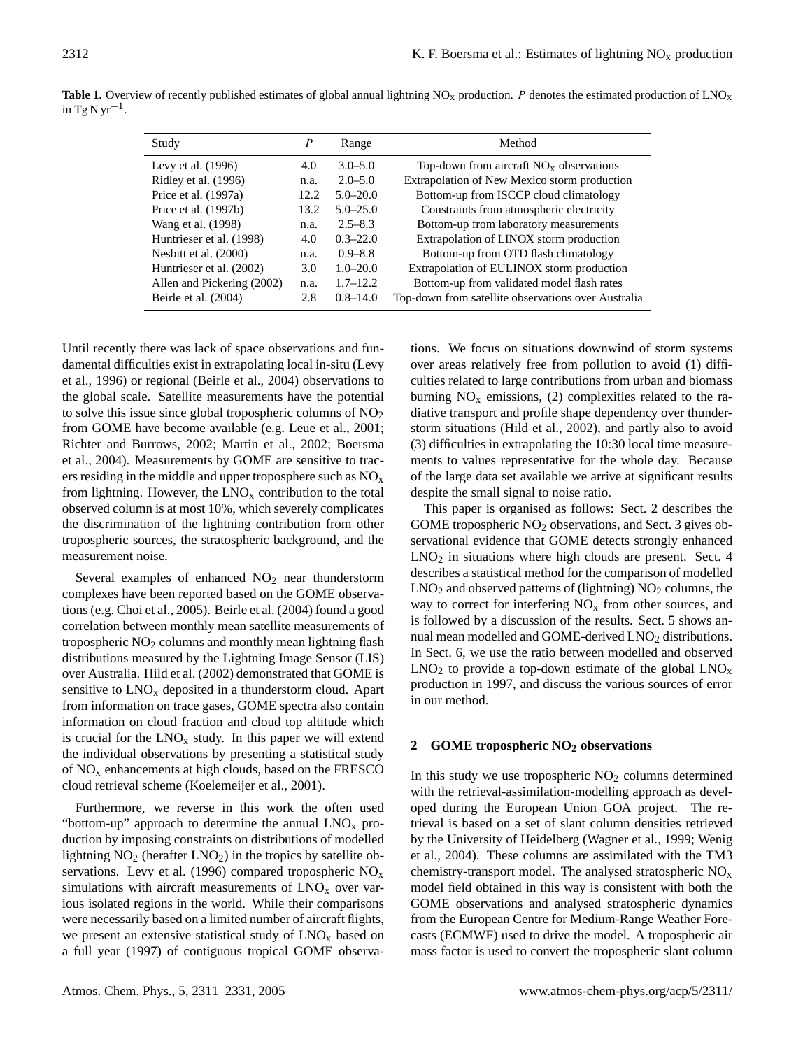**Table 1.** Overview of recently published estimates of global annual lightning $NO_x$ production. $P$ denotes the estimated production of $LNO_x$ in $Tg\,N\,yr^{-1}$.

| Study | $P$ | Range | Method |
|---|---|---|---|
| Levy et al. (1996) | 4.0 | 3.0–5.0 | Top-down from aircraft $NO_x$ observations |
| Ridley et al. (1996) | n.a. | 2.0–5.0 | Extrapolation of New Mexico storm production |
| Price et al. (1997a) | 12.2 | 5.0–20.0 | Bottom-up from ISCCP cloud climatology |
| Price et al. (1997b) | 13.2 | 5.0–25.0 | Constraints from atmospheric electricity |
| Wang et al. (1998) | n.a. | 2.5–8.3 | Bottom-up from laboratory measurements |
| Huntrieser et al. (1998) | 4.0 | 0.3–22.0 | Extrapolation of LINOX storm production |
| Nesbitt et al. (2000) | n.a. | 0.9–8.8 | Bottom-up from OTD flash climatology |
| Huntrieser et al. (2002) | 3.0 | 1.0–20.0 | Extrapolation of EULINOX storm production |
| Allen and Pickering (2002) | n.a. | 1.7–12.2 | Bottom-up from validated model flash rates |
| Beirle et al. (2004) | 2.8 | 0.8–14.0 | Top-down from satellite observations over Australia |

Until recently there was lack of space observations and fundamental difficulties exist in extrapolating local in-situ (Levy et al., 1996) or regional (Beirle et al., 2004) observations to the global scale. Satellite measurements have the potential to solve this issue since global tropospheric columns of $NO_2$ from GOME have become available (e.g. Leue et al., 2001; Richter and Burrows, 2002; Martin et al., 2002; Boersma et al., 2004). Measurements by GOME are sensitive to tracers residing in the middle and upper troposphere such as $NO_x$ from lightning. However, the $LNO_x$ contribution to the total observed column is at most 10%, which severely complicates the discrimination of the lightning contribution from other tropospheric sources, the stratospheric background, and the measurement noise.

Several examples of enhanced $NO_2$ near thunderstorm complexes have been reported based on the GOME observations (e.g. Choi et al., 2005). Beirle et al. (2004) found a good correlation between monthly mean satellite measurements of tropospheric $NO_2$ columns and monthly mean lightning flash distributions measured by the Lightning Image Sensor (LIS) over Australia. Hild et al. (2002) demonstrated that GOME is sensitive to $LNO_x$ deposited in a thunderstorm cloud. Apart from information on trace gases, GOME spectra also contain information on cloud fraction and cloud top altitude which is crucial for the $LNO_x$ study. In this paper we will extend the individual observations by presenting a statistical study of $NO_x$ enhancements at high clouds, based on the FRESCO cloud retrieval scheme (Koelemeijer et al., 2001).

Furthermore, we reverse in this work the often used "bottom-up" approach to determine the annual $LNO_x$ production by imposing constraints on distributions of modelled lightning $NO_2$ (herafter $LNO_2$) in the tropics by satellite observations. Levy et al. (1996) compared tropospheric $NO_x$ simulations with aircraft measurements of $LNO_x$ over various isolated regions in the world. While their comparisons were necessarily based on a limited number of aircraft flights, we present an extensive statistical study of $LNO_x$ based on a full year (1997) of contiguous tropical GOME observations. We focus on situations downwind of storm systems over areas relatively free from pollution to avoid (1) difficulties related to large contributions from urban and biomass burning $NO_x$ emissions, (2) complexities related to the radiative transport and profile shape dependency over thunderstorm situations (Hild et al., 2002), and partly also to avoid (3) difficulties in extrapolating the 10:30 local time measurements to values representative for the whole day. Because of the large data set available we arrive at significant results despite the small signal to noise ratio.

This paper is organised as follows: Sect. 2 describes the GOME tropospheric $NO_2$ observations, and Sect. 3 gives observational evidence that GOME detects strongly enhanced $LNO_2$ in situations where high clouds are present. Sect. 4 describes a statistical method for the comparison of modelled $LNO_2$ and observed patterns of (lightning) $NO_2$ columns, the way to correct for interfering $NO_x$ from other sources, and is followed by a discussion of the results. Sect. 5 shows annual mean modelled and GOME-derived $LNO_2$ distributions. In Sect. 6, we use the ratio between modelled and observed $LNO_2$ to provide a top-down estimate of the global $LNO_x$ production in 1997, and discuss the various sources of error in our method.

## 2 GOME tropospheric $NO_2$ observations

In this study we use tropospheric $NO_2$ columns determined with the retrieval-assimilation-modelling approach as developed during the European Union GOA project. The retrieval is based on a set of slant column densities retrieved by the University of Heidelberg (Wagner et al., 1999; Wenig et al., 2004). These columns are assimilated with the TM3 chemistry-transport model. The analysed stratospheric $NO_x$ model field obtained in this way is consistent with both the GOME observations and analysed stratospheric dynamics from the European Centre for Medium-Range Weather Forecasts (ECMWF) used to drive the model. A tropospheric air mass factor is used to convert the tropospheric slant column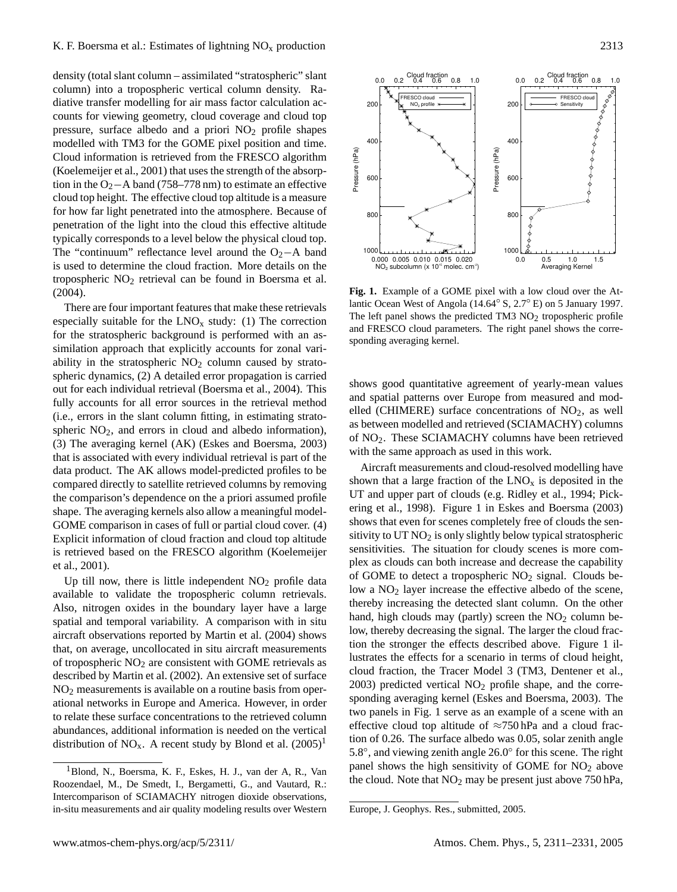density (total slant column – assimilated "stratospheric" slant column) into a tropospheric vertical column density. Radiative transfer modelling for air mass factor calculation accounts for viewing geometry, cloud coverage and cloud top pressure, surface albedo and a priori $NO_2$ profile shapes modelled with TM3 for the GOME pixel position and time. Cloud information is retrieved from the FRESCO algorithm (Koelemeijer et al., 2001) that uses the strength of the absorption in the $O_2$−A band (758–778 nm) to estimate an effective cloud top height. The effective cloud top altitude is a measure for how far light penetrated into the atmosphere. Because of penetration of the light into the cloud this effective altitude typically corresponds to a level below the physical cloud top. The "continuum" reflectance level around the $O_2$−A band is used to determine the cloud fraction. More details on the tropospheric $NO_2$ retrieval can be found in Boersma et al. (2004).

There are four important features that make these retrievals especially suitable for the $LNO_x$ study: (1) The correction for the stratospheric background is performed with an assimilation approach that explicitly accounts for zonal variability in the stratospheric $NO_2$ column caused by stratospheric dynamics, (2) A detailed error propagation is carried out for each individual retrieval (Boersma et al., 2004). This fully accounts for all error sources in the retrieval method (i.e., errors in the slant column fitting, in estimating stratospheric $NO_2$, and errors in cloud and albedo information), (3) The averaging kernel (AK) (Eskes and Boersma, 2003) that is associated with every individual retrieval is part of the data product. The AK allows model-predicted profiles to be compared directly to satellite retrieved columns by removing the comparison's dependence on the a priori assumed profile shape. The averaging kernels also allow a meaningful model-GOME comparison in cases of full or partial cloud cover. (4) Explicit information of cloud fraction and cloud top altitude is retrieved based on the FRESCO algorithm (Koelemeijer et al., 2001).

Up till now, there is little independent $NO_2$ profile data available to validate the tropospheric column retrievals. Also, nitrogen oxides in the boundary layer have a large spatial and temporal variability. A comparison with in situ aircraft observations reported by Martin et al. (2004) shows that, on average, uncollocated in situ aircraft measurements of tropospheric $NO_2$ are consistent with GOME retrievals as described by Martin et al. (2002). An extensive set of surface $NO_2$ measurements is available on a routine basis from operational networks in Europe and America. However, in order to relate these surface concentrations to the retrieved column abundances, additional information is needed on the vertical distribution of $NO_x$. A recent study by Blond et al. (2005)[1] shows good quantitative agreement of yearly-mean values and spatial patterns over Europe from measured and modelled (CHIMERE) surface concentrations of $NO_2$, as well as between modelled and retrieved (SCIAMACHY) columns of $NO_2$. These SCIAMACHY columns have been retrieved with the same approach as used in this work.

**Fig. 1.** Example of a GOME pixel with a low cloud over the Atlantic Ocean West of Angola (14.64° S, 2.7° E) on 5 January 1997. The left panel shows the predicted TM3 $NO_2$ tropospheric profile and FRESCO cloud parameters. The right panel shows the corresponding averaging kernel.

Aircraft measurements and cloud-resolved modelling have shown that a large fraction of the $LNO_x$ is deposited in the UT and upper part of clouds (e.g. Ridley et al., 1994; Pickering et al., 1998). Figure 1 in Eskes and Boersma (2003) shows that even for scenes completely free of clouds the sensitivity to UT $NO_2$ is only slightly below typical stratospheric sensitivities. The situation for cloudy scenes is more complex as clouds can both increase and decrease the capability of GOME to detect a tropospheric $NO_2$ signal. Clouds below a $NO_2$ layer increase the effective albedo of the scene, thereby increasing the detected slant column. On the other hand, high clouds may (partly) screen the $NO_2$ column below, thereby decreasing the signal. The larger the cloud fraction the stronger the effects described above. Figure 1 illustrates the effects for a scenario in terms of cloud height, cloud fraction, the Tracer Model 3 (TM3, Dentener et al., 2003) predicted vertical $NO_2$ profile shape, and the corresponding averaging kernel (Eskes and Boersma, 2003). The two panels in Fig. 1 serve as an example of a scene with an effective cloud top altitude of ≈750 hPa and a cloud fraction of 0.26. The surface albedo was 0.05, solar zenith angle 5.8°, and viewing zenith angle 26.0° for this scene. The right panel shows the high sensitivity of GOME for $NO_2$ above the cloud. Note that $NO_2$ may be present just above 750 hPa,

[1] Blond, N., Boersma, K. F., Eskes, H. J., van der A, R., Van Roozendael, M., De Smedt, I., Bergametti, G., and Vautard, R.: Intercomparison of SCIAMACHY nitrogen dioxide observations, in-situ measurements and air quality modeling results over Western Europe, J. Geophys. Res., submitted, 2005.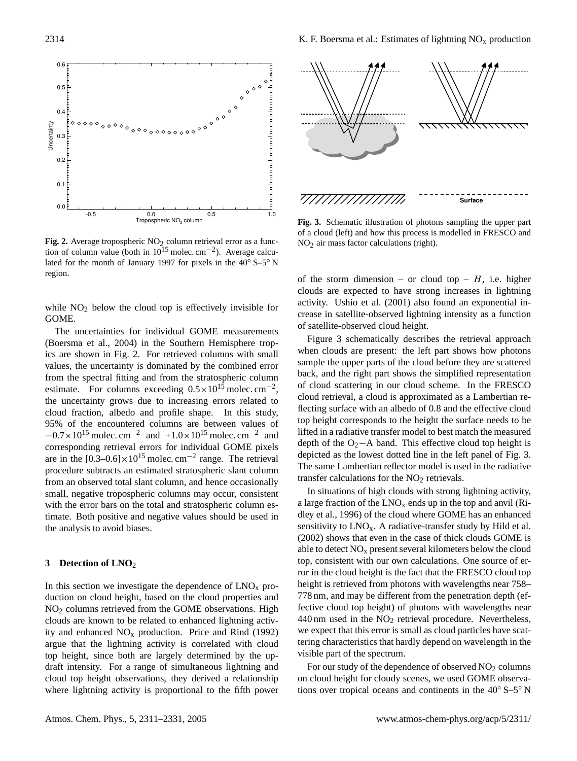**Fig. 2.** Average tropospheric $NO_2$ column retrieval error as a function of column value (both in $10^{15}$ molec. cm$^{-2}$). Average calculated for the month of January 1997 for pixels in the 40° S–5° N region.

while $NO_2$ below the cloud top is effectively invisible for GOME.

The uncertainties for individual GOME measurements (Boersma et al., 2004) in the Southern Hemisphere tropics are shown in Fig. 2. For retrieved columns with small values, the uncertainty is dominated by the combined error from the spectral fitting and from the stratospheric column estimate. For columns exceeding $0.5\times10^{15}$ molec. cm$^{-2}$, the uncertainty grows due to increasing errors related to cloud fraction, albedo and profile shape. In this study, 95% of the encountered columns are between values of $-0.7\times10^{15}$ molec. cm$^{-2}$ and $+1.0\times10^{15}$ molec. cm$^{-2}$ and corresponding retrieval errors for individual GOME pixels are in the $[0.3–0.6]\times10^{15}$ molec. cm$^{-2}$ range. The retrieval procedure subtracts an estimated stratospheric slant column from an observed total slant column, and hence occasionally small, negative tropospheric columns may occur, consistent with the error bars on the total and stratospheric column estimate. Both positive and negative values should be used in the analysis to avoid biases.

## 3 Detection of $LNO_2$

In this section we investigate the dependence of $LNO_x$ production on cloud height, based on the cloud properties and $NO_2$ columns retrieved from the GOME observations. High clouds are known to be related to enhanced lightning activity and enhanced $NO_x$ production. Price and Rind (1992) argue that the lightning activity is correlated with cloud top height, since both are largely determined by the updraft intensity. For a range of simultaneous lightning and cloud top height observations, they derived a relationship where lightning activity is proportional to the fifth power of the storm dimension – or cloud top – $H$, i.e. higher clouds are expected to have strong increases in lightning activity. Ushio et al. (2001) also found an exponential increase in satellite-observed lightning intensity as a function of satellite-observed cloud height.

**Fig. 3.** Schematic illustration of photons sampling the upper part of a cloud (left) and how this process is modelled in FRESCO and $NO_2$ air mass factor calculations (right).

Figure 3 schematically describes the retrieval approach when clouds are present: the left part shows how photons sample the upper parts of the cloud before they are scattered back, and the right part shows the simplified representation of cloud scattering in our cloud scheme. In the FRESCO cloud retrieval, a cloud is approximated as a Lambertian reflecting surface with an albedo of 0.8 and the effective cloud top height corresponds to the height the surface needs to be lifted in a radiative transfer model to best match the measured depth of the $O_2$−A band. This effective cloud top height is depicted as the lowest dotted line in the left panel of Fig. 3. The same Lambertian reflector model is used in the radiative transfer calculations for the $NO_2$ retrievals.

In situations of high clouds with strong lightning activity, a large fraction of the $LNO_x$ ends up in the top and anvil (Ridley et al., 1996) of the cloud where GOME has an enhanced sensitivity to $LNO_x$. A radiative-transfer study by Hild et al. (2002) shows that even in the case of thick clouds GOME is able to detect $NO_x$ present several kilometers below the cloud top, consistent with our own calculations. One source of error in the cloud height is the fact that the FRESCO cloud top height is retrieved from photons with wavelengths near 758–778 nm, and may be different from the penetration depth (effective cloud top height) of photons with wavelengths near 440 nm used in the $NO_2$ retrieval procedure. Nevertheless, we expect that this error is small as cloud particles have scattering characteristics that hardly depend on wavelength in the visible part of the spectrum.

For our study of the dependence of observed $NO_2$ columns on cloud height for cloudy scenes, we used GOME observations over tropical oceans and continents in the 40° S–5° N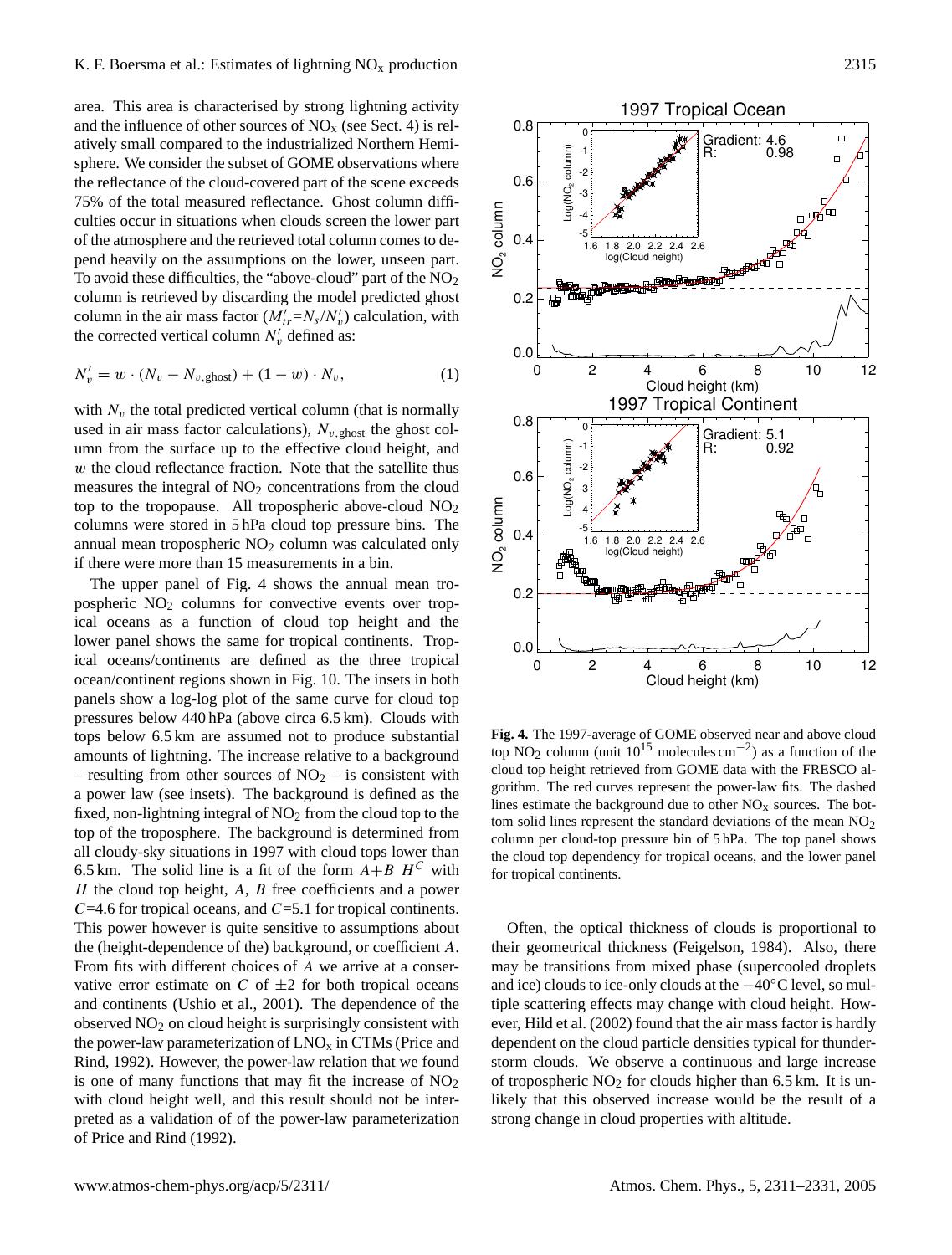area. This area is characterised by strong lightning activity and the influence of other sources of $NO_x$ (see Sect. 4) is relatively small compared to the industrialized Northern Hemisphere. We consider the subset of GOME observations where the reflectance of the cloud-covered part of the scene exceeds 75% of the total measured reflectance. Ghost column difficulties occur in situations when clouds screen the lower part of the atmosphere and the retrieved total column comes to depend heavily on the assumptions on the lower, unseen part. To avoid these difficulties, the "above-cloud" part of the $NO_2$ column is retrieved by discarding the model predicted ghost column in the air mass factor ($M'_{tr}=N_s/N'_v$) calculation, with the corrected vertical column $N'_v$ defined as:

$$N'_v = w \cdot (N_v - N_{v,\text{ghost}}) + (1 - w) \cdot N_v, \tag{1}$$

with $N_v$ the total predicted vertical column (that is normally used in air mass factor calculations), $N_{v,\text{ghost}}$ the ghost column from the surface up to the effective cloud height, and $w$ the cloud reflectance fraction. Note that the satellite thus measures the integral of $NO_2$ concentrations from the cloud top to the tropopause. All tropospheric above-cloud $NO_2$ columns were stored in 5 hPa cloud top pressure bins. The annual mean tropospheric $NO_2$ column was calculated only if there were more than 15 measurements in a bin.

The upper panel of Fig. 4 shows the annual mean tropospheric $NO_2$ columns for convective events over tropical oceans as a function of cloud top height and the lower panel shows the same for tropical continents. Tropical oceans/continents are defined as the three tropical ocean/continent regions shown in Fig. 10. The insets in both panels show a log-log plot of the same curve for cloud top pressures below 440 hPa (above circa 6.5 km). Clouds with tops below 6.5 km are assumed not to produce substantial amounts of lightning. The increase relative to a background – resulting from other sources of $NO_2$ – is consistent with a power law (see insets). The background is defined as the fixed, non-lightning integral of $NO_2$ from the cloud top to the top of the troposphere. The background is determined from all cloudy-sky situations in 1997 with cloud tops lower than 6.5 km. The solid line is a fit of the form $A+B\ H^C$ with $H$ the cloud top height, $A$, $B$ free coefficients and a power $C$=4.6 for tropical oceans, and $C$=5.1 for tropical continents. This power however is quite sensitive to assumptions about the (height-dependence of the) background, or coefficient $A$. From fits with different choices of $A$ we arrive at a conservative error estimate on $C$ of $\pm 2$ for both tropical oceans and continents (Ushio et al., 2001). The dependence of the observed $NO_2$ on cloud height is surprisingly consistent with the power-law parameterization of $LNO_x$ in CTMs (Price and Rind, 1992). However, the power-law relation that we found is one of many functions that may fit the increase of $NO_2$ with cloud height well, and this result should not be interpreted as a validation of of the power-law parameterization of Price and Rind (1992).

**Fig. 4.** The 1997-average of GOME observed near and above cloud top $NO_2$ column (unit $10^{15}$ molecules $cm^{-2}$) as a function of the cloud top height retrieved from GOME data with the FRESCO algorithm. The red curves represent the power-law fits. The dashed lines estimate the background due to other $NO_x$ sources. The bottom solid lines represent the standard deviations of the mean $NO_2$ column per cloud-top pressure bin of 5 hPa. The top panel shows the cloud top dependency for tropical oceans, and the lower panel for tropical continents.

Often, the optical thickness of clouds is proportional to their geometrical thickness (Feigelson, 1984). Also, there may be transitions from mixed phase (supercooled droplets and ice) clouds to ice-only clouds at the $-40°$C level, so multiple scattering effects may change with cloud height. However, Hild et al. (2002) found that the air mass factor is hardly dependent on the cloud particle densities typical for thunderstorm clouds. We observe a continuous and large increase of tropospheric $NO_2$ for clouds higher than 6.5 km. It is unlikely that this observed increase would be the result of a strong change in cloud properties with altitude.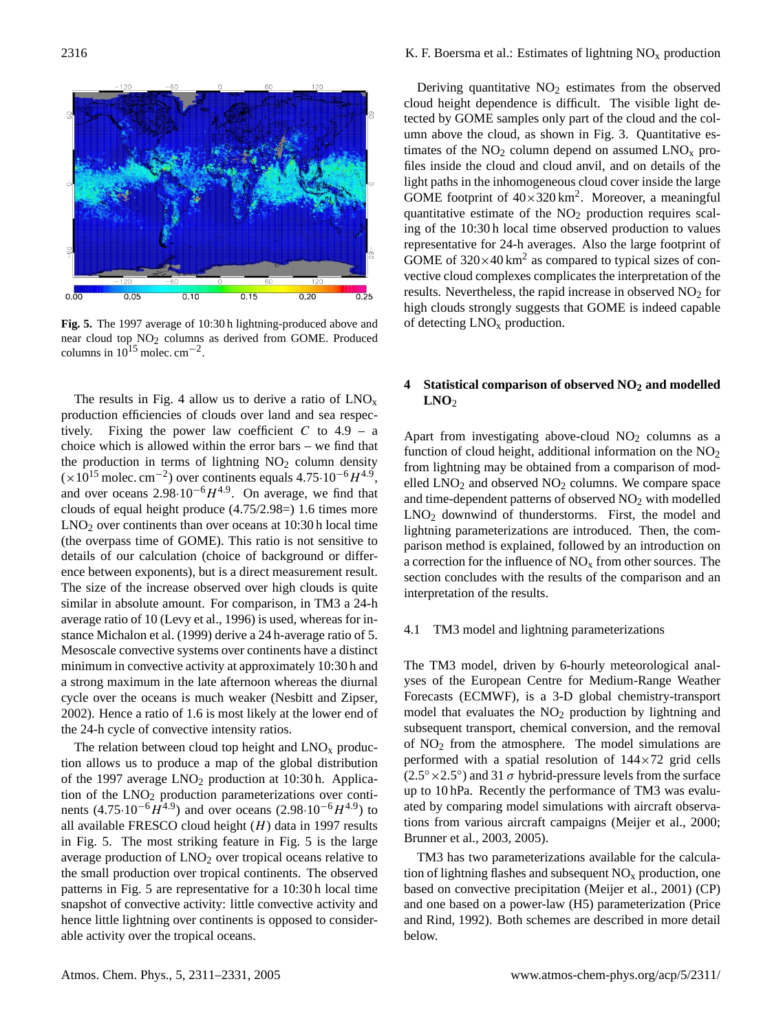Fig. 5. The 1997 average of 10:30 h lightning-produced above and near cloud top $NO_2$ columns as derived from GOME. Produced columns in $10^{15}$ molec. cm$^{-2}$.

The results in Fig. 4 allow us to derive a ratio of $LNO_x$ production efficiencies of clouds over land and sea respectively. Fixing the power law coefficient $C$ to 4.9 – a choice which is allowed within the error bars – we find that the production in terms of lightning $NO_2$ column density ($\times 10^{15}$ molec. cm$^{-2}$) over continents equals $4.75 \cdot 10^{-6} H^{4.9}$, and over oceans $2.98 \cdot 10^{-6} H^{4.9}$. On average, we find that clouds of equal height produce (4.75/2.98=) 1.6 times more $LNO_2$ over continents than over oceans at 10:30 h local time (the overpass time of GOME). This ratio is not sensitive to details of our calculation (choice of background or difference between exponents), but is a direct measurement result. The size of the increase observed over high clouds is quite similar in absolute amount. For comparison, in TM3 a 24-h average ratio of 10 (Levy et al., 1996) is used, whereas for instance Michalon et al. (1999) derive a 24 h-average ratio of 5. Mesoscale convective systems over continents have a distinct minimum in convective activity at approximately 10:30 h and a strong maximum in the late afternoon whereas the diurnal cycle over the oceans is much weaker (Nesbitt and Zipser, 2002). Hence a ratio of 1.6 is most likely at the lower end of the 24-h cycle of convective intensity ratios.

The relation between cloud top height and $LNO_x$ production allows us to produce a map of the global distribution of the 1997 average $LNO_2$ production at 10:30 h. Application of the $LNO_2$ production parameterizations over continents ($4.75 \cdot 10^{-6} H^{4.9}$) and over oceans ($2.98 \cdot 10^{-6} H^{4.9}$) to all available FRESCO cloud height ($H$) data in 1997 results in Fig. 5. The most striking feature in Fig. 5 is the large average production of $LNO_2$ over tropical oceans relative to the small production over tropical continents. The observed patterns in Fig. 5 are representative for a 10:30 h local time snapshot of convective activity: little convective activity and hence little lightning over continents is opposed to considerable activity over the tropical oceans.

Deriving quantitative $NO_2$ estimates from the observed cloud height dependence is difficult. The visible light detected by GOME samples only part of the cloud and the column above the cloud, as shown in Fig. 3. Quantitative estimates of the $NO_2$ column depend on assumed $LNO_x$ profiles inside the cloud and cloud anvil, and on details of the light paths in the inhomogeneous cloud cover inside the large GOME footprint of $40 \times 320$ km$^2$. Moreover, a meaningful quantitative estimate of the $NO_2$ production requires scaling of the 10:30 h local time observed production to values representative for 24-h averages. Also the large footprint of GOME of $320 \times 40$ km$^2$ as compared to typical sizes of convective cloud complexes complicates the interpretation of the results. Nevertheless, the rapid increase in observed $NO_2$ for high clouds strongly suggests that GOME is indeed capable of detecting $LNO_x$ production.

## 4 Statistical comparison of observed $NO_2$ and modelled $LNO_2$

Apart from investigating above-cloud $NO_2$ columns as a function of cloud height, additional information on the $NO_2$ from lightning may be obtained from a comparison of modelled $LNO_2$ and observed $NO_2$ columns. We compare space and time-dependent patterns of observed $NO_2$ with modelled $LNO_2$ downwind of thunderstorms. First, the model and lightning parameterizations are introduced. Then, the comparison method is explained, followed by an introduction on a correction for the influence of $NO_x$ from other sources. The section concludes with the results of the comparison and an interpretation of the results.

### 4.1 TM3 model and lightning parameterizations

The TM3 model, driven by 6-hourly meteorological analyses of the European Centre for Medium-Range Weather Forecasts (ECMWF), is a 3-D global chemistry-transport model that evaluates the $NO_2$ production by lightning and subsequent transport, chemical conversion, and the removal of $NO_2$ from the atmosphere. The model simulations are performed with a spatial resolution of $144 \times 72$ grid cells ($2.5° \times 2.5°$) and 31 $\sigma$ hybrid-pressure levels from the surface up to 10 hPa. Recently the performance of TM3 was evaluated by comparing model simulations with aircraft observations from various aircraft campaigns (Meijer et al., 2000; Brunner et al., 2003, 2005).

TM3 has two parameterizations available for the calculation of lightning flashes and subsequent $NO_x$ production, one based on convective precipitation (Meijer et al., 2001) (CP) and one based on a power-law (H5) parameterization (Price and Rind, 1992). Both schemes are described in more detail below.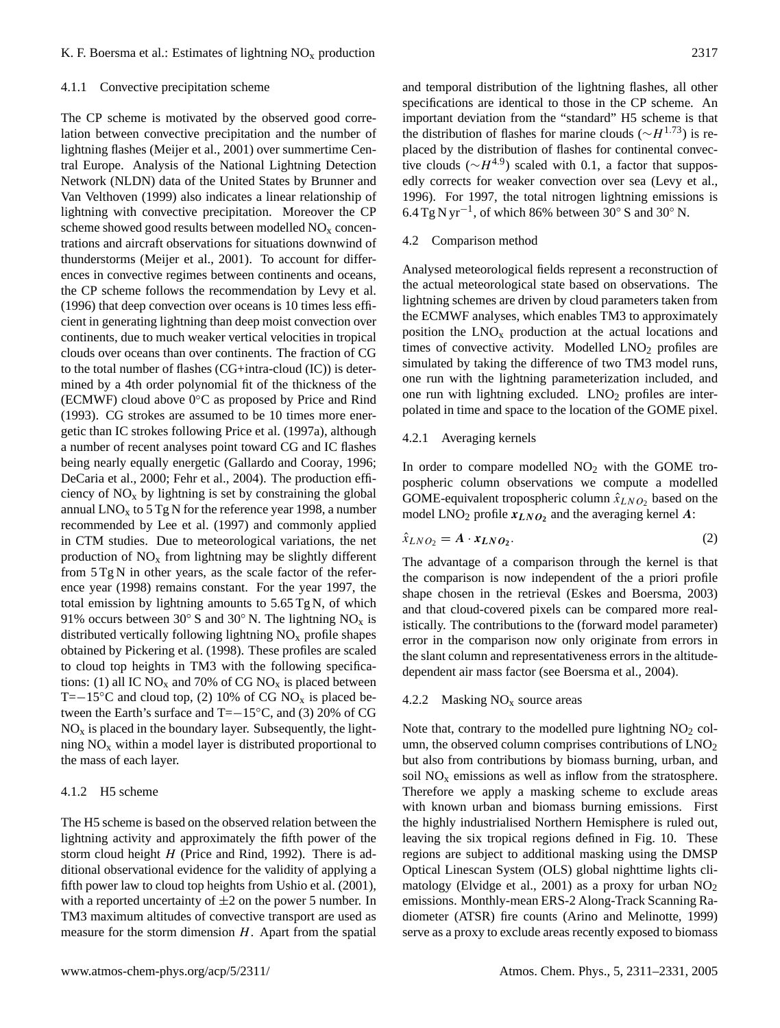#### 4.1.1 Convective precipitation scheme

The CP scheme is motivated by the observed good correlation between convective precipitation and the number of lightning flashes (Meijer et al., 2001) over summertime Central Europe. Analysis of the National Lightning Detection Network (NLDN) data of the United States by Brunner and Van Velthoven (1999) also indicates a linear relationship of lightning with convective precipitation. Moreover the CP scheme showed good results between modelled $NO_x$ concentrations and aircraft observations for situations downwind of thunderstorms (Meijer et al., 2001). To account for differences in convective regimes between continents and oceans, the CP scheme follows the recommendation by Levy et al. (1996) that deep convection over oceans is 10 times less efficient in generating lightning than deep moist convection over continents, due to much weaker vertical velocities in tropical clouds over oceans than over continents. The fraction of CG to the total number of flashes (CG+intra-cloud (IC)) is determined by a 4th order polynomial fit of the thickness of the (ECMWF) cloud above 0°C as proposed by Price and Rind (1993). CG strokes are assumed to be 10 times more energetic than IC strokes following Price et al. (1997a), although a number of recent analyses point toward CG and IC flashes being nearly equally energetic (Gallardo and Cooray, 1996; DeCaria et al., 2000; Fehr et al., 2004). The production efficiency of $NO_x$ by lightning is set by constraining the global annual $LNO_x$ to 5 Tg N for the reference year 1998, a number recommended by Lee et al. (1997) and commonly applied in CTM studies. Due to meteorological variations, the net production of $NO_x$ from lightning may be slightly different from 5 Tg N in other years, as the scale factor of the reference year (1998) remains constant. For the year 1997, the total emission by lightning amounts to 5.65 Tg N, of which 91% occurs between 30° S and 30° N. The lightning $NO_x$ is distributed vertically following lightning $NO_x$ profile shapes obtained by Pickering et al. (1998). These profiles are scaled to cloud top heights in TM3 with the following specifications: (1) all IC $NO_x$ and 70% of CG $NO_x$ is placed between T=−15°C and cloud top, (2) 10% of CG $NO_x$ is placed between the Earth's surface and T=−15°C, and (3) 20% of CG $NO_x$ is placed in the boundary layer. Subsequently, the lightning $NO_x$ within a model layer is distributed proportional to the mass of each layer.

#### 4.1.2 H5 scheme

The H5 scheme is based on the observed relation between the lightning activity and approximately the fifth power of the storm cloud height $H$ (Price and Rind, 1992). There is additional observational evidence for the validity of applying a fifth power law to cloud top heights from Ushio et al. (2001), with a reported uncertainty of ±2 on the power 5 number. In TM3 maximum altitudes of convective transport are used as measure for the storm dimension $H$. Apart from the spatial and temporal distribution of the lightning flashes, all other specifications are identical to those in the CP scheme. An important deviation from the "standard" H5 scheme is that the distribution of flashes for marine clouds ($\sim H^{1.73}$) is replaced by the distribution of flashes for continental convective clouds ($\sim H^{4.9}$) scaled with 0.1, a factor that supposedly corrects for weaker convection over sea (Levy et al., 1996). For 1997, the total nitrogen lightning emissions is 6.4 Tg N yr$^{-1}$, of which 86% between 30° S and 30° N.

### 4.2 Comparison method

Analysed meteorological fields represent a reconstruction of the actual meteorological state based on observations. The lightning schemes are driven by cloud parameters taken from the ECMWF analyses, which enables TM3 to approximately position the $LNO_x$ production at the actual locations and times of convective activity. Modelled $LNO_2$ profiles are simulated by taking the difference of two TM3 model runs, one run with the lightning parameterization included, and one run with lightning excluded. $LNO_2$ profiles are interpolated in time and space to the location of the GOME pixel.

#### 4.2.1 Averaging kernels

In order to compare modelled $NO_2$ with the GOME tropospheric column observations we compute a modelled GOME-equivalent tropospheric column $\hat{x}_{LNO_2}$ based on the model $LNO_2$ profile $\boldsymbol{x_{LNO_2}}$ and the averaging kernel $\boldsymbol{A}$:

$$\hat{x}_{LNO_2} = \boldsymbol{A} \cdot \boldsymbol{x_{LNO_2}}. \tag{2}$$

The advantage of a comparison through the kernel is that the comparison is now independent of the a priori profile shape chosen in the retrieval (Eskes and Boersma, 2003) and that cloud-covered pixels can be compared more realistically. The contributions to the (forward model parameter) error in the comparison now only originate from errors in the slant column and representativeness errors in the altitude-dependent air mass factor (see Boersma et al., 2004).

#### 4.2.2 Masking $NO_x$ source areas

Note that, contrary to the modelled pure lightning $NO_2$ column, the observed column comprises contributions of $LNO_2$ but also from contributions by biomass burning, urban, and soil $NO_x$ emissions as well as inflow from the stratosphere. Therefore we apply a masking scheme to exclude areas with known urban and biomass burning emissions. First the highly industrialised Northern Hemisphere is ruled out, leaving the six tropical regions defined in Fig. 10. These regions are subject to additional masking using the DMSP Optical Linescan System (OLS) global nighttime lights climatology (Elvidge et al., 2001) as a proxy for urban $NO_2$ emissions. Monthly-mean ERS-2 Along-Track Scanning Radiometer (ATSR) fire counts (Arino and Melinotte, 1999) serve as a proxy to exclude areas recently exposed to biomass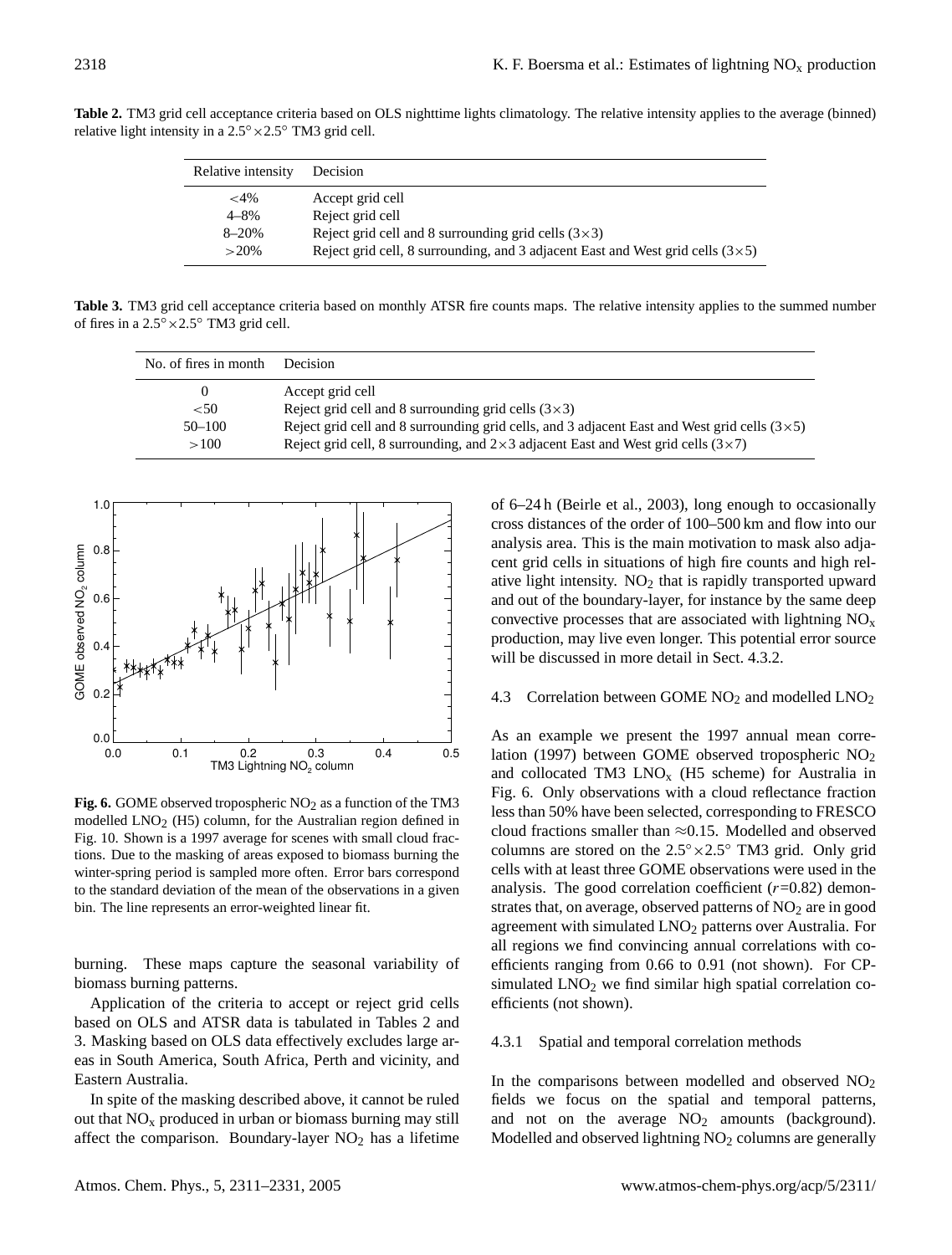**Table 2.** TM3 grid cell acceptance criteria based on OLS nighttime lights climatology. The relative intensity applies to the average (binned) relative light intensity in a 2.5°×2.5° TM3 grid cell.

| Relative intensity | Decision |
|---|---|
| <4% | Accept grid cell |
| 4–8% | Reject grid cell |
| 8–20% | Reject grid cell and 8 surrounding grid cells (3×3) |
| >20% | Reject grid cell, 8 surrounding, and 3 adjacent East and West grid cells (3×5) |

**Table 3.** TM3 grid cell acceptance criteria based on monthly ATSR fire counts maps. The relative intensity applies to the summed number of fires in a 2.5°×2.5° TM3 grid cell.

| No. of fires in month | Decision |
|---|---|
| 0 | Accept grid cell |
| <50 | Reject grid cell and 8 surrounding grid cells (3×3) |
| 50–100 | Reject grid cell, 8 surrounding grid cells, and 3 adjacent East and West grid cells (3×5) |
| >100 | Reject grid cell, 8 surrounding, and 2×3 adjacent East and West grid cells (3×7) |

**Fig. 6.** GOME observed tropospheric $NO_2$ as a function of the TM3 modelled $LNO_2$ (H5) column, for the Australian region defined in Fig. 10. Shown is a 1997 average for scenes with small cloud fractions. Due to the masking of areas exposed to biomass burning the winter-spring period is sampled more often. Error bars correspond to the standard deviation of the mean of the observations in a given bin. The line represents an error-weighted linear fit.

burning. These maps capture the seasonal variability of biomass burning patterns.

Application of the criteria to accept or reject grid cells based on OLS and ATSR data is tabulated in Tables 2 and 3. Masking based on OLS data effectively excludes large areas in South America, South Africa, Perth and vicinity, and Eastern Australia.

In spite of the masking described above, it cannot be ruled out that $NO_x$ produced in urban or biomass burning may still affect the comparison. Boundary-layer $NO_2$ has a lifetime of 6–24 h (Beirle et al., 2003), long enough to occasionally cross distances of the order of 100–500 km and flow into our analysis area. This is the main motivation to mask also adjacent grid cells in situations of high fire counts and high relative light intensity. $NO_2$ that is rapidly transported upward and out of the boundary-layer, for instance by the same deep convective processes that are associated with lightning $NO_x$ production, may live even longer. This potential error source will be discussed in more detail in Sect. 4.3.2.

### 4.3 Correlation between GOME $NO_2$ and modelled $LNO_2$

As an example we present the 1997 annual mean correlation (1997) between GOME observed tropospheric $NO_2$ and collocated TM3 $LNO_x$ (H5 scheme) for Australia in Fig. 6. Only observations with a cloud reflectance fraction less than 50% have been selected, corresponding to FRESCO cloud fractions smaller than ≈0.15. Modelled and observed columns are stored on the 2.5°×2.5° TM3 grid. Only grid cells with at least three GOME observations were used in the analysis. The good correlation coefficient ($r$=0.82) demonstrates that, on average, observed patterns of $NO_2$ are in good agreement with simulated $LNO_2$ patterns over Australia. For all regions we find convincing annual correlations with coefficients ranging from 0.66 to 0.91 (not shown). For CP-simulated $LNO_2$ we find similar high spatial correlation coefficients (not shown).

#### 4.3.1 Spatial and temporal correlation methods

In the comparisons between modelled and observed $NO_2$ fields we focus on the spatial and temporal patterns, and not on the average $NO_2$ amounts (background). Modelled and observed lightning $NO_2$ columns are generally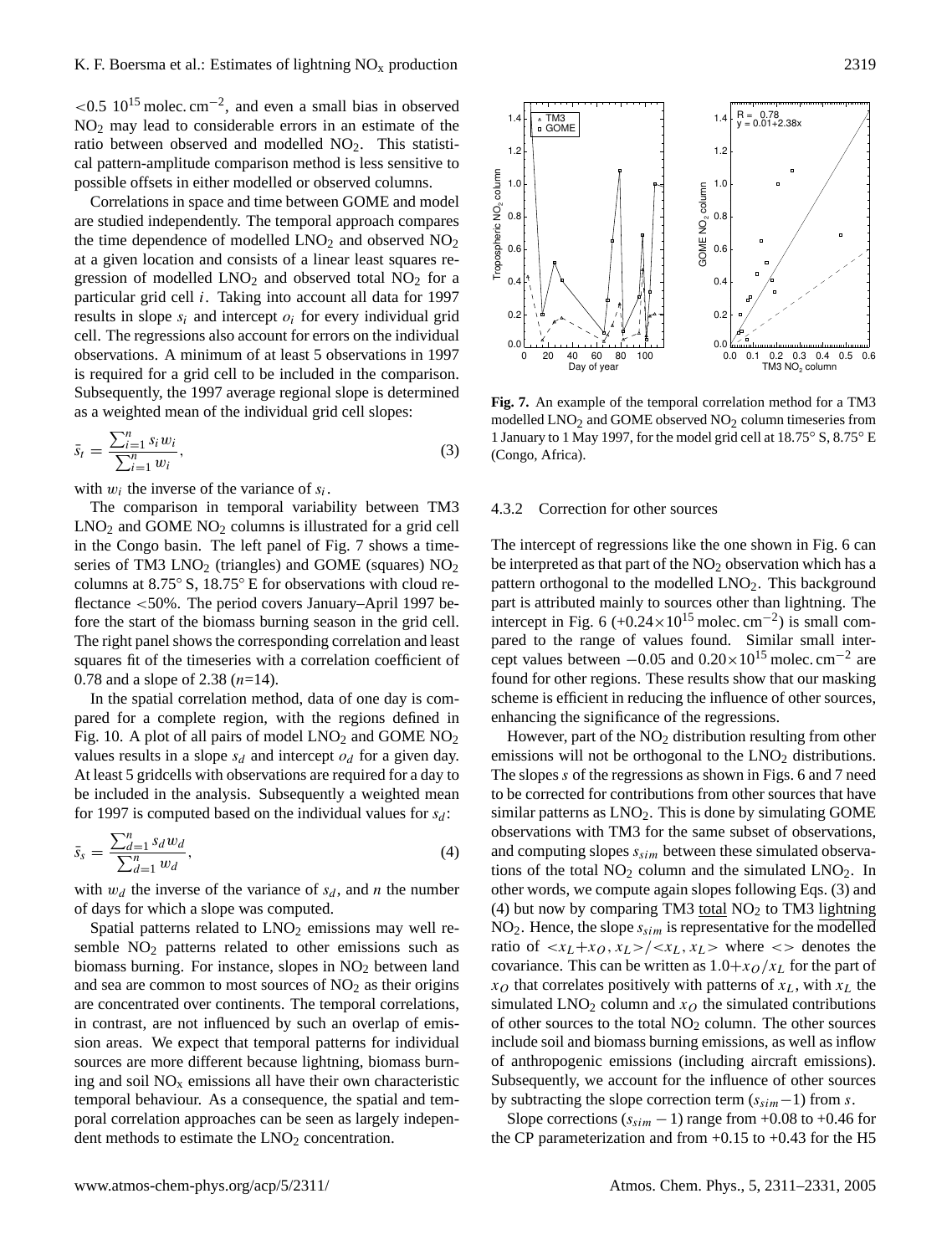$<0.5\ 10^{15}$ molec. cm$^{-2}$, and even a small bias in observed $NO_2$ may lead to considerable errors in an estimate of the ratio between observed and modelled $NO_2$. This statistical pattern-amplitude comparison method is less sensitive to possible offsets in either modelled or observed columns.

Correlations in space and time between GOME and model are studied independently. The temporal approach compares the time dependence of modelled $LNO_2$ and observed $NO_2$ at a given location and consists of a linear least squares regression of modelled $LNO_2$ and observed total $NO_2$ for a particular grid cell $i$. Taking into account all data for 1997 results in slope $s_i$ and intercept $o_i$ for every individual grid cell. The regressions also account for errors on the individual observations. A minimum of at least 5 observations in 1997 is required for a grid cell to be included in the comparison. Subsequently, the 1997 average regional slope is determined as a weighted mean of the individual grid cell slopes:

$$\bar{s}_t = \frac{\sum_{i=1}^{n} s_i w_i}{\sum_{i=1}^{n} w_i}, \tag{3}$$

with $w_i$ the inverse of the variance of $s_i$.

The comparison in temporal variability between TM3 $LNO_2$ and GOME $NO_2$ columns is illustrated for a grid cell in the Congo basin. The left panel of Fig. 7 shows a timeseries of TM3 $LNO_2$ (triangles) and GOME (squares) $NO_2$ columns at 8.75° S, 18.75° E for observations with cloud reflectance <50%. The period covers January–April 1997 before the start of the biomass burning season in the grid cell. The right panel shows the corresponding correlation and least squares fit of the timeseries with a correlation coefficient of 0.78 and a slope of 2.38 ($n$=14).

In the spatial correlation method, data of one day is compared for a complete region, with the regions defined in Fig. 10. A plot of all pairs of model $LNO_2$ and GOME $NO_2$ values results in a slope $s_d$ and intercept $o_d$ for a given day. At least 5 gridcells with observations are required for a day to be included in the analysis. Subsequently a weighted mean for 1997 is computed based on the individual values for $s_d$:

$$\bar{s}_s = \frac{\sum_{d=1}^{n} s_d w_d}{\sum_{d=1}^{n} w_d}, \tag{4}$$

with $w_d$ the inverse of the variance of $s_d$, and $n$ the number of days for which a slope was computed.

Spatial patterns related to $LNO_2$ emissions may well resemble $NO_2$ patterns related to other emissions such as biomass burning. For instance, slopes in $NO_2$ between land and sea are common to most sources of $NO_2$ as their origins are concentrated over continents. The temporal correlations, in contrast, are not influenced by such an overlap of emission areas. We expect that temporal patterns for individual sources are more different because lightning, biomass burning and soil $NO_x$ emissions all have their own characteristic temporal behaviour. As a consequence, the spatial and temporal correlation approaches can be seen as largely independent methods to estimate the $LNO_2$ concentration.

**Fig. 7.** An example of the temporal correlation method for a TM3 modelled $LNO_2$ and GOME observed $NO_2$ column timeseries from 1 January to 1 May 1997, for the model grid cell at 18.75° S, 8.75° E (Congo, Africa).

#### 4.3.2 Correction for other sources

The intercept of regressions like the one shown in Fig. 6 can be interpreted as that part of the $NO_2$ observation which has a pattern orthogonal to the modelled $LNO_2$. This background part is attributed mainly to sources other than lightning. The intercept in Fig. 6 ($+0.24\times10^{15}$ molec. cm$^{-2}$) is small compared to the range of values found. Similar small intercept values between $-0.05$ and $0.20\times10^{15}$ molec. cm$^{-2}$ are found for other regions. These results show that our masking scheme is efficient in reducing the influence of other sources, enhancing the significance of the regressions.

However, part of the $NO_2$ distribution resulting from other emissions will not be orthogonal to the $LNO_2$ distributions. The slopes $s$ of the regressions as shown in Figs. 6 and 7 need to be corrected for contributions from other sources that have similar patterns as $LNO_2$. This is done by simulating GOME observations with TM3 for the same subset of observations, and computing slopes $s_{sim}$ between these simulated observations of the total $NO_2$ column and the simulated $LNO_2$. In other words, we compute again slopes following Eqs. (3) and (4) but now by comparing TM3 total $NO_2$ to TM3 lightning $NO_2$. Hence, the slope $s_{sim}$ is representative for the modelled ratio of $<x_L+x_O, x_L>/<x_L, x_L>$ where $<>$ denotes the covariance. This can be written as $1.0+x_O/x_L$ for the part of $x_O$ that correlates positively with patterns of $x_L$, with $x_L$ the simulated $LNO_2$ column and $x_O$ the simulated contributions of other sources to the total $NO_2$ column. The other sources include soil and biomass burning emissions, as well as inflow of anthropogenic emissions (including aircraft emissions). Subsequently, we account for the influence of other sources by subtracting the slope correction term $(s_{sim}-1)$ from $s$.

Slope corrections $(s_{sim}-1)$ range from +0.08 to +0.46 for the CP parameterization and from +0.15 to +0.43 for the H5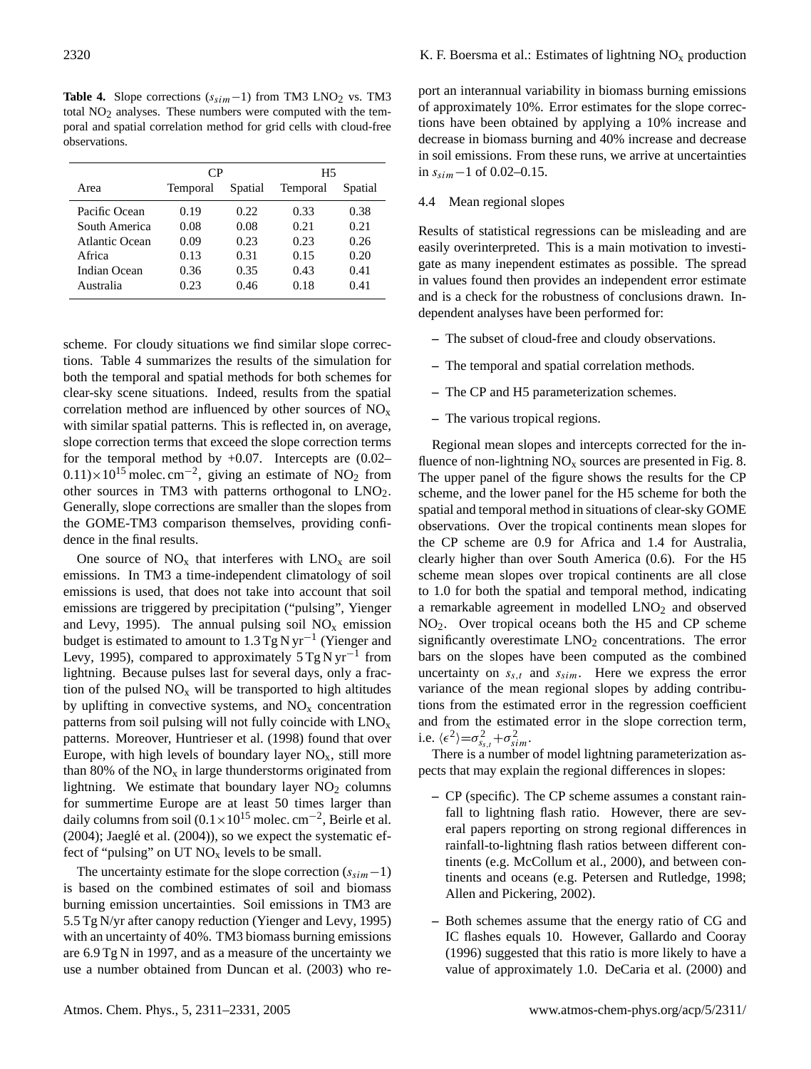**Table 4.** Slope corrections ($s_{sim}-1$) from TM3 $LNO_2$ vs. TM3 total $NO_2$ analyses. These numbers were computed with the temporal and spatial correlation method for grid cells with cloud-free observations.

| Area | CP | | H5 | |
|---|---|---|---|---|
| | Temporal | Spatial | Temporal | Spatial |
| Pacific Ocean | 0.19 | 0.22 | 0.33 | 0.38 |
| South America | 0.08 | 0.08 | 0.21 | 0.21 |
| Atlantic Ocean | 0.09 | 0.23 | 0.23 | 0.26 |
| Africa | 0.13 | 0.31 | 0.15 | 0.20 |
| Indian Ocean | 0.36 | 0.35 | 0.43 | 0.41 |
| Australia | 0.23 | 0.46 | 0.18 | 0.41 |

scheme. For cloudy situations we find similar slope corrections. Table 4 summarizes the results of the simulation for both the temporal and spatial methods for both schemes for clear-sky scene situations. Indeed, results from the spatial correlation method are influenced by other sources of $NO_x$ with similar spatial patterns. This is reflected in, on average, slope correction terms that exceed the slope correction terms for the temporal method by +0.07. Intercepts are (0.02–0.11)$\times 10^{15}$ molec. cm$^{-2}$, giving an estimate of $NO_2$ from other sources in TM3 with patterns orthogonal to $LNO_2$. Generally, slope corrections are smaller than the slopes from the GOME-TM3 comparison themselves, providing confidence in the final results.

One source of $NO_x$ that interferes with $LNO_x$ are soil emissions. In TM3 a time-independent climatology of soil emissions is used, that does not take into account that soil emissions are triggered by precipitation ("pulsing", Yienger and Levy, 1995). The annual pulsing soil $NO_x$ emission budget is estimated to amount to 1.3 Tg N yr$^{-1}$ (Yienger and Levy, 1995), compared to approximately 5 Tg N yr$^{-1}$ from lightning. Because pulses last for several days, only a fraction of the pulsed $NO_x$ will be transported to high altitudes by uplifting in convective systems, and $NO_x$ concentration patterns from soil pulsing will not fully coincide with $LNO_x$ patterns. Moreover, Huntrieser et al. (1998) found that over Europe, with high levels of boundary layer $NO_x$, still more than 80% of the $NO_x$ in large thunderstorms originated from lightning. We estimate that boundary layer $NO_2$ columns for summertime Europe are at least 50 times larger than daily columns from soil (0.1$\times 10^{15}$ molec. cm$^{-2}$, Beirle et al. (2004); Jaeglé et al. (2004)), so we expect the systematic effect of "pulsing" on UT $NO_x$ levels to be small.

The uncertainty estimate for the slope correction ($s_{sim}-1$) is based on the combined estimates of soil and biomass burning emission uncertainties. Soil emissions in TM3 are 5.5 Tg N/yr after canopy reduction (Yienger and Levy, 1995) with an uncertainty of 40%. TM3 biomass burning emissions are 6.9 Tg N in 1997, and as a measure of the uncertainty we use a number obtained from Duncan et al. (2003) who report an interannual variability in biomass burning emissions of approximately 10%. Error estimates for the slope corrections have been obtained by applying a 10% increase and decrease in biomass burning and 40% increase and decrease in soil emissions. From these runs, we arrive at uncertainties in $s_{sim}-1$ of 0.02–0.15.

### 4.4 Mean regional slopes

Results of statistical regressions can be misleading and are easily overinterpreted. This is a main motivation to investigate as many inependent estimates as possible. The spread in values found then provides an independent error estimate and is a check for the robustness of conclusions drawn. Independent analyses have been performed for:

- The subset of cloud-free and cloudy observations.
- The temporal and spatial correlation methods.
- The CP and H5 parameterization schemes.
- The various tropical regions.

Regional mean slopes and intercepts corrected for the influence of non-lightning $NO_x$ sources are presented in Fig. 8. The upper panel of the figure shows the results for the CP scheme, and the lower panel for the H5 scheme for both the spatial and temporal method in situations of clear-sky GOME observations. Over the tropical continents mean slopes for the CP scheme are 0.9 for Africa and 1.4 for Australia, clearly higher than over South America (0.6). For the H5 scheme mean slopes over tropical continents are all close to 1.0 for both the spatial and temporal method, indicating a remarkable agreement in modelled $LNO_2$ and observed $NO_2$. Over tropical oceans both the H5 and CP scheme significantly overestimate $LNO_2$ concentrations. The error bars on the slopes have been computed as the combined uncertainty on $s_{s,t}$ and $s_{sim}$. Here we express the error variance of the mean regional slopes by adding contributions from the estimated error in the regression coefficient and from the estimated error in the slope correction term, i.e. $\langle\epsilon^2\rangle=\sigma^2_{s_{s,t}}+\sigma^2_{sim}$.

There is a number of model lightning parameterization aspects that may explain the regional differences in slopes:

- CP (specific). The CP scheme assumes a constant rainfall to lightning flash ratio. However, there are several papers reporting on strong regional differences in rainfall-to-lightning flash ratios between different continents (e.g. McCollum et al., 2000), and between continents and oceans (e.g. Petersen and Rutledge, 1998; Allen and Pickering, 2002).
- Both schemes assume that the energy ratio of CG and IC flashes equals 10. However, Gallardo and Cooray (1996) suggested that this ratio is more likely to have a value of approximately 1.0. DeCaria et al. (2000) and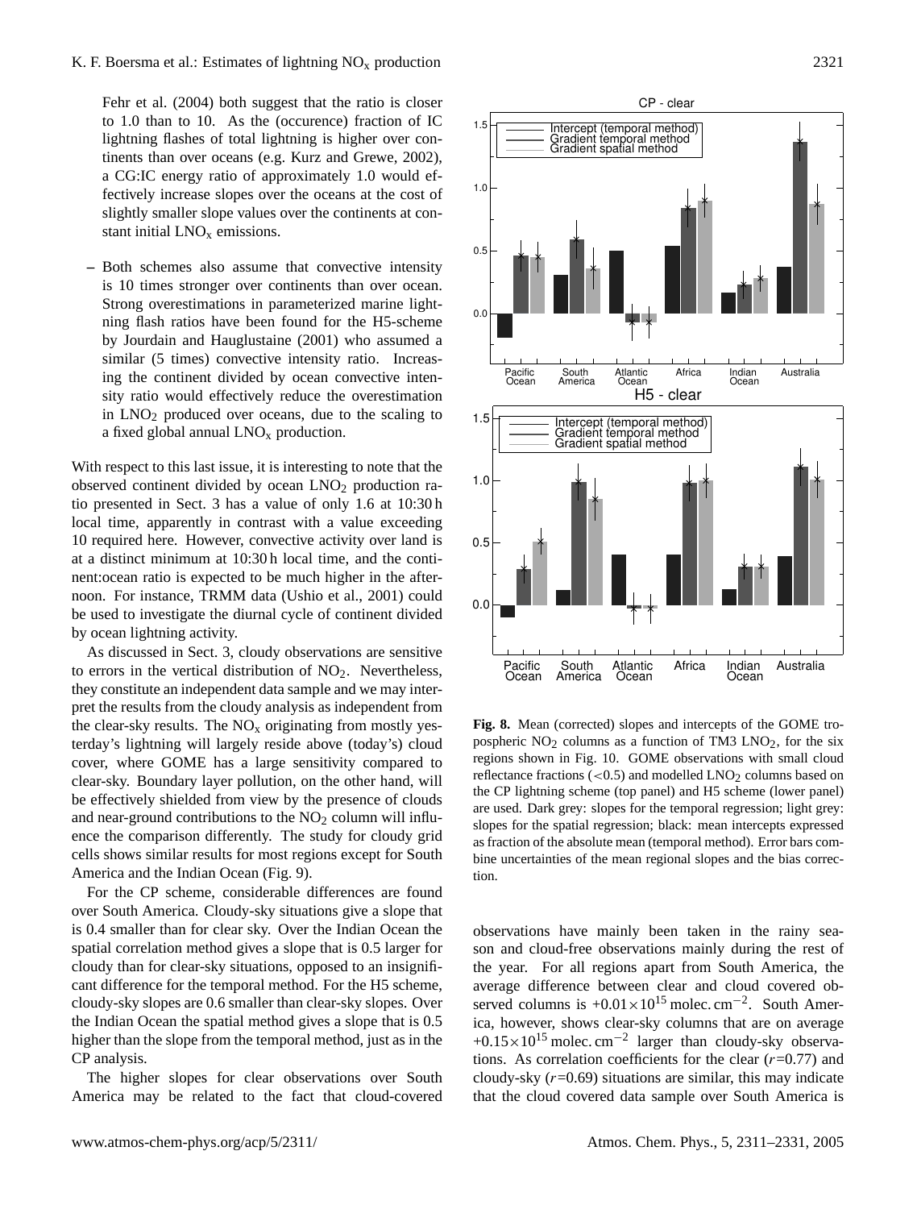Fehr et al. (2004) both suggest that the ratio is closer to 1.0 than to 10. As the (occurence) fraction of IC lightning flashes of total lightning is higher over continents than over oceans (e.g. Kurz and Grewe, 2002), a CG:IC energy ratio of approximately 1.0 would effectively increase slopes over the oceans at the cost of slightly smaller slope values over the continents at constant initial $LNO_x$ emissions.

– Both schemes also assume that convective intensity is 10 times stronger over continents than over ocean. Strong overestimations in parameterized marine lightning flash ratios have been found for the H5-scheme by Jourdain and Hauglustaine (2001) who assumed a similar (5 times) convective intensity ratio. Increasing the continent divided by ocean convective intensity ratio would effectively reduce the overestimation in $LNO_2$ produced over oceans, due to the scaling to a fixed global annual $LNO_x$ production.

With respect to this last issue, it is interesting to note that the observed continent divided by ocean $LNO_2$ production ratio presented in Sect. 3 has a value of only 1.6 at 10:30 h local time, apparently in contrast with a value exceeding 10 required here. However, convective activity over land is at a distinct minimum at 10:30 h local time, and the continent:ocean ratio is expected to be much higher in the afternoon. For instance, TRMM data (Ushio et al., 2001) could be used to investigate the diurnal cycle of continent divided by ocean lightning activity.

As discussed in Sect. 3, cloudy observations are sensitive to errors in the vertical distribution of $NO_2$. Nevertheless, they constitute an independent data sample and we may interpret the results from the cloudy analysis as independent from the clear-sky results. The $NO_x$ originating from mostly yesterday's lightning will largely reside above (today's) cloud cover, where GOME has a large sensitivity compared to clear-sky. Boundary layer pollution, on the other hand, will be effectively shielded from view by the presence of clouds and near-ground contributions to the $NO_2$ column will influence the comparison differently. The study for cloudy grid cells shows similar results for most regions except for South America and the Indian Ocean (Fig. 9).

For the CP scheme, considerable differences are found over South America. Cloudy-sky situations give a slope that is 0.4 smaller than for clear sky. Over the Indian Ocean the spatial correlation method gives a slope that is 0.5 larger for cloudy than for clear-sky situations, opposed to an insignificant difference for the temporal method. For the H5 scheme, cloudy-sky slopes are 0.6 smaller than clear-sky slopes. Over the Indian Ocean the spatial method gives a slope that is 0.5 higher than the slope from the temporal method, just as in the CP analysis.

The higher slopes for clear observations over South America may be related to the fact that cloud-covered observations have mainly been taken in the rainy season and cloud-free observations mainly during the rest of the year. For all regions apart from South America, the average difference between clear and cloud covered observed columns is $+0.01\times10^{15}$ molec. $cm^{-2}$. South America, however, shows clear-sky columns that are on average $+0.15\times10^{15}$ molec. $cm^{-2}$ larger than cloudy-sky observations. As correlation coefficients for the clear ($r$=0.77) and cloudy-sky ($r$=0.69) situations are similar, this may indicate that the cloud covered data sample over South America is

**Fig. 8.** Mean (corrected) slopes and intercepts of the GOME tropospheric $NO_2$ columns as a function of TM3 $LNO_2$, for the six regions shown in Fig. 10. GOME observations with small cloud reflectance fractions (<0.5) and modelled $LNO_2$ columns based on the CP lightning scheme (top panel) and H5 scheme (lower panel) are used. Dark grey: slopes for the temporal regression; light grey: slopes for the spatial regression; black: mean intercepts expressed as fraction of the absolute mean (temporal method). Error bars combine uncertainties of the mean regional slopes and the bias correction.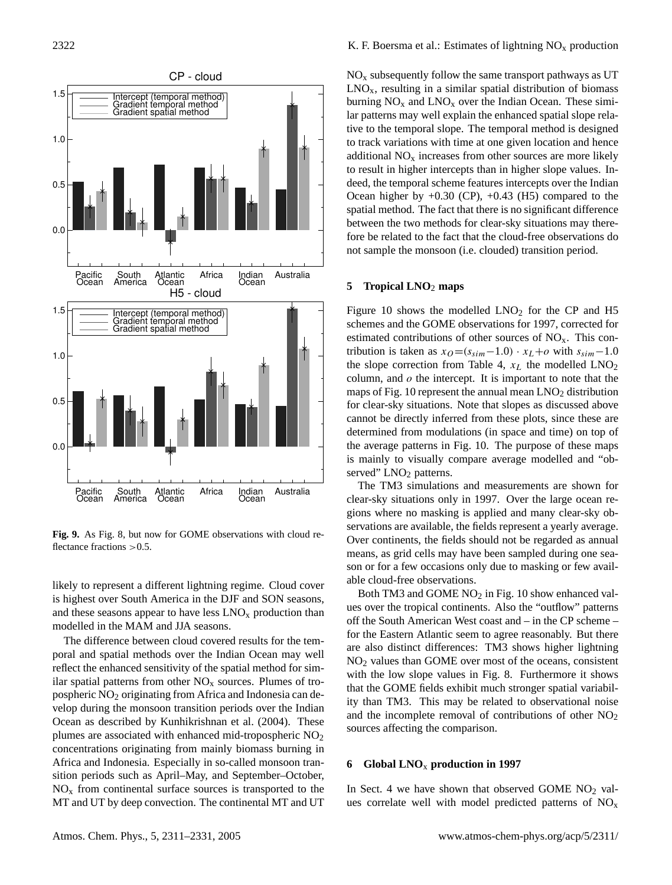**Fig. 9.** As Fig. 8, but now for GOME observations with cloud reflectance fractions >0.5.

likely to represent a different lightning regime. Cloud cover is highest over South America in the DJF and SON seasons, and these seasons appear to have less $LNO_x$ production than modelled in the MAM and JJA seasons.

The difference between cloud covered results for the temporal and spatial methods over the Indian Ocean may well reflect the enhanced sensitivity of the spatial method for similar spatial patterns from other $NO_x$ sources. Plumes of tropospheric $NO_2$ originating from Africa and Indonesia can develop during the monsoon transition periods over the Indian Ocean as described by Kunhikrishnan et al. (2004). These plumes are associated with enhanced mid-tropospheric $NO_2$ concentrations originating from mainly biomass burning in Africa and Indonesia. Especially in so-called monsoon transition periods such as April–May, and September–October, $NO_x$ from continental surface sources is transported to the MT and UT by deep convection. The continental MT and UT $NO_x$ subsequently follow the same transport pathways as UT $LNO_x$, resulting in a similar spatial distribution of biomass burning $NO_x$ and $LNO_x$ over the Indian Ocean. These similar patterns may well explain the enhanced spatial slope relative to the temporal slope. The temporal method is designed to track variations with time at one given location and hence additional $NO_x$ increases from other sources are more likely to result in higher intercepts than in higher slope values. Indeed, the temporal scheme features intercepts over the Indian Ocean higher by +0.30 (CP), +0.43 (H5) compared to the spatial method. The fact that there is no significant difference between the two methods for clear-sky situations may therefore be related to the fact that the cloud-free observations do not sample the monsoon (i.e. clouded) transition period.

## 5 Tropical $LNO_2$ maps

Figure 10 shows the modelled $LNO_2$ for the CP and H5 schemes and the GOME observations for 1997, corrected for estimated contributions of other sources of $NO_x$. This contribution is taken as $x_O=(s_{sim}-1.0)\cdot x_L+o$ with $s_{sim}-1.0$ the slope correction from Table 4, $x_L$ the modelled $LNO_2$ column, and $o$ the intercept. It is important to note that the maps of Fig. 10 represent the annual mean $LNO_2$ distribution for clear-sky situations. Note that slopes as discussed above cannot be directly inferred from these plots, since these are determined from modulations (in space and time) on top of the average patterns in Fig. 10. The purpose of these maps is mainly to visually compare average modelled and "observed" $LNO_2$ patterns.

The TM3 simulations and measurements are shown for clear-sky situations only in 1997. Over the large ocean regions where no masking is applied and many clear-sky observations are available, the fields represent a yearly average. Over continents, the fields should not be regarded as annual means, as grid cells may have been sampled during one season or for a few occasions only due to masking or few available cloud-free observations.

Both TM3 and GOME $NO_2$ in Fig. 10 show enhanced values over the tropical continents. Also the "outflow" patterns off the South American West coast and – in the CP scheme – for the Eastern Atlantic seem to agree reasonably. But there are also distinct differences: TM3 shows higher lightning $NO_2$ values than GOME over most of the oceans, consistent with the low slope values in Fig. 8. Furthermore it shows that the GOME fields exhibit much stronger spatial variability than TM3. This may be related to observational noise and the incomplete removal of contributions of other $NO_2$ sources affecting the comparison.

## 6 Global $LNO_x$ production in 1997

In Sect. 4 we have shown that observed GOME $NO_2$ values correlate well with model predicted patterns of $NO_x$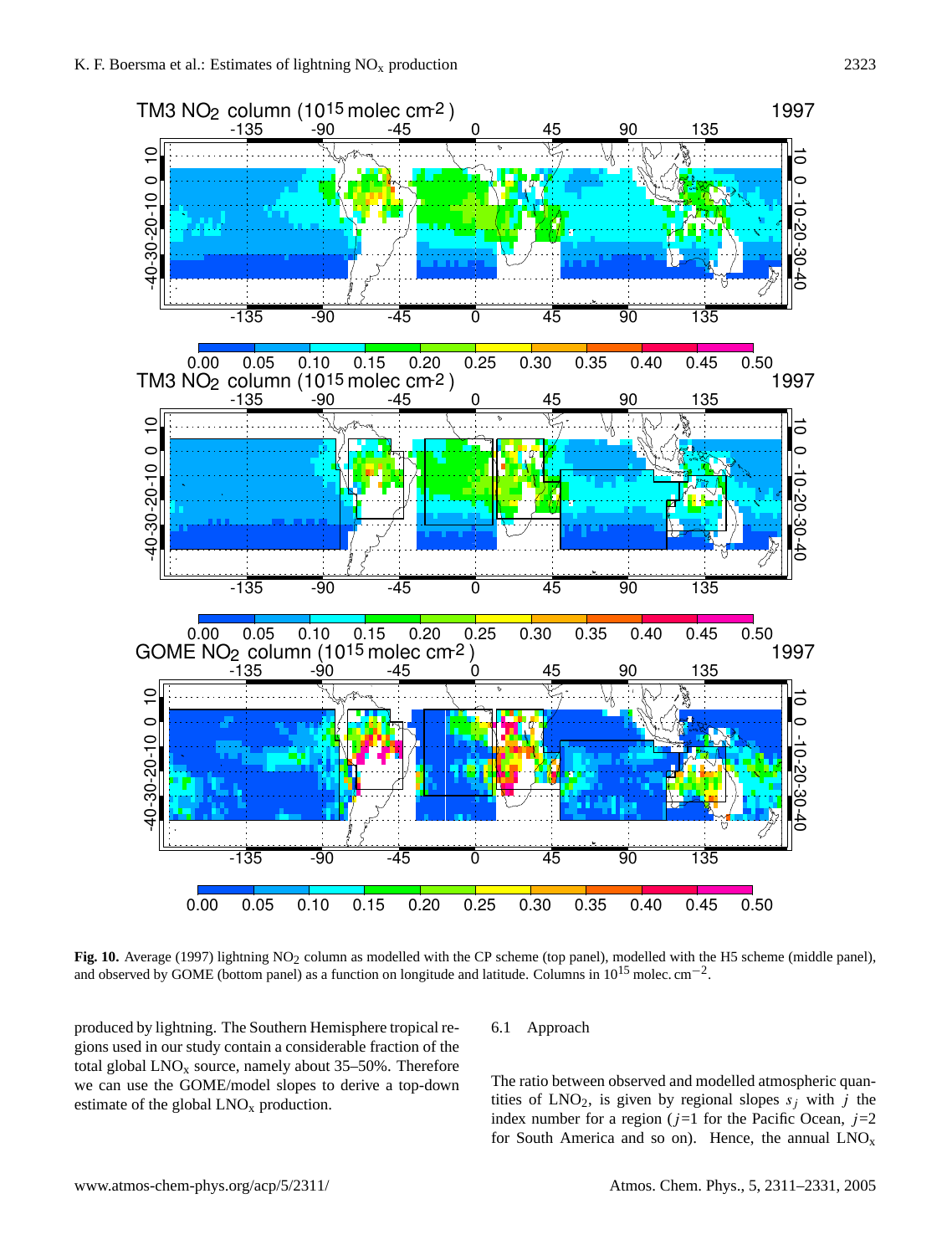Fig. 10. Average (1997) lightning $NO_2$ column as modelled with the CP scheme (top panel), modelled with the H5 scheme (middle panel), and observed by GOME (bottom panel) as a function on longitude and latitude. Columns in $10^{15}$ molec. cm$^{-2}$.

produced by lightning. The Southern Hemisphere tropical regions used in our study contain a considerable fraction of the total global $LNO_x$ source, namely about 35–50%. Therefore we can use the GOME/model slopes to derive a top-down estimate of the global $LNO_x$ production.

### 6.1 Approach

The ratio between observed and modelled atmospheric quantities of $LNO_2$, is given by regional slopes $s_j$ with $j$ the index number for a region ($j$=1 for the Pacific Ocean, $j$=2 for South America and so on). Hence, the annual $LNO_x$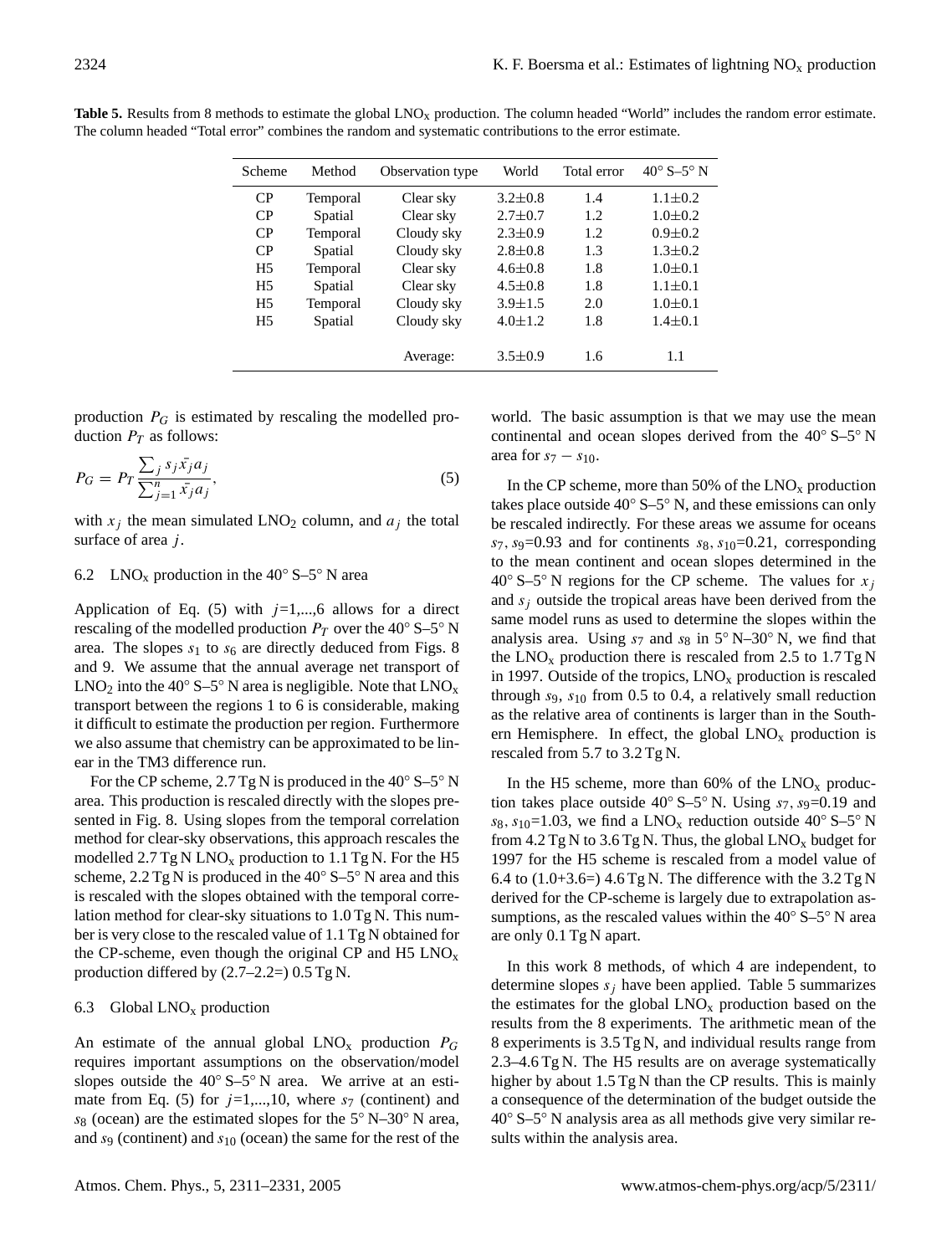**Table 5.** Results from 8 methods to estimate the global $LNO_x$ production. The column headed "World" includes the random error estimate. The column headed "Total error" combines the random and systematic contributions to the error estimate.

| Scheme | Method | Observation type | World | Total error | 40° S–5° N |
|---|---|---|---|---|---|
| CP | Temporal | Clear sky | 3.2±0.8 | 1.4 | 1.1±0.2 |
| CP | Spatial | Clear sky | 2.7±0.7 | 1.2 | 1.0±0.2 |
| CP | Temporal | Cloudy sky | 2.3±0.9 | 1.2 | 0.9±0.2 |
| CP | Spatial | Cloudy sky | 2.8±0.8 | 1.3 | 1.3±0.2 |
| H5 | Temporal | Clear sky | 4.6±0.8 | 1.8 | 1.0±0.1 |
| H5 | Spatial | Clear sky | 4.5±0.8 | 1.8 | 1.1±0.1 |
| H5 | Temporal | Cloudy sky | 3.9±1.5 | 2.0 | 1.0±0.1 |
| H5 | Spatial | Cloudy sky | 4.0±1.2 | 1.8 | 1.4±0.1 |
| | | Average: | 3.5±0.9 | 1.6 | 1.1 |

production $P_G$ is estimated by rescaling the modelled production $P_T$ as follows:

$$P_G = P_T \frac{\sum_j s_j \bar{x_j} a_j}{\sum_{j=1}^{n} \bar{x_j} a_j}, \tag{5}$$

with $x_j$ the mean simulated $LNO_2$ column, and $a_j$ the total surface of area $j$.

### 6.2 $LNO_x$ production in the 40° S–5° N area

Application of Eq. (5) with $j$=1,...,6 allows for a direct rescaling of the modelled production $P_T$ over the 40° S–5° N area. The slopes $s_1$ to $s_6$ are directly deduced from Figs. 8 and 9. We assume that the annual average net transport of $LNO_2$ into the 40° S–5° N area is negligible. Note that $LNO_x$ transport between the regions 1 to 6 is considerable, making it difficult to estimate the production per region. Furthermore we also assume that chemistry can be approximated to be linear in the TM3 difference run.

For the CP scheme, 2.7 Tg N is produced in the 40° S–5° N area. This production is rescaled directly with the slopes presented in Fig. 8. Using slopes from the temporal correlation method for clear-sky observations, this approach rescales the modelled 2.7 Tg N $LNO_x$ production to 1.1 Tg N. For the H5 scheme, 2.2 Tg N is produced in the 40° S–5° N area and this is rescaled with the slopes obtained with the temporal correlation method for clear-sky situations to 1.0 Tg N. This number is very close to the rescaled value of 1.1 Tg N obtained for the CP-scheme, even though the original CP and H5 $LNO_x$ production differed by (2.7–2.2=) 0.5 Tg N.

### 6.3 Global $LNO_x$ production

An estimate of the annual global $LNO_x$ production $P_G$ requires important assumptions on the observation/model slopes outside the 40° S–5° N area. We arrive at an estimate from Eq. (5) for $j$=1,...,10, where $s_7$ (continent) and $s_8$ (ocean) are the estimated slopes for the 5° N–30° N area, and $s_9$ (continent) and $s_{10}$ (ocean) the same for the rest of the world. The basic assumption is that we may use the mean continental and ocean slopes derived from the 40° S–5° N area for $s_7 - s_{10}$.

In the CP scheme, more than 50% of the $LNO_x$ production takes place outside 40° S–5° N, and these emissions can only be rescaled indirectly. For these areas we assume for oceans $s_7$, $s_9$=0.93 and for continents $s_8$, $s_{10}$=0.21, corresponding to the mean continent and ocean slopes determined in the 40° S–5° N regions for the CP scheme. The values for $x_j$ and $s_j$ outside the tropical areas have been derived from the same model runs as used to determine the slopes within the analysis area. Using $s_7$ and $s_8$ in 5° N–30° N, we find that the $LNO_x$ production there is rescaled from 2.5 to 1.7 Tg N in 1997. Outside of the tropics, $LNO_x$ production is rescaled through $s_9$, $s_{10}$ from 0.5 to 0.4, a relatively small reduction as the relative area of continents is larger than in the Southern Hemisphere. In effect, the global $LNO_x$ production is rescaled from 5.7 to 3.2 Tg N.

In the H5 scheme, more than 60% of the $LNO_x$ production takes place outside 40° S–5° N. Using $s_7$, $s_9$=0.19 and $s_8$, $s_{10}$=1.03, we find a $LNO_x$ reduction outside 40° S–5° N from 4.2 Tg N to 3.6 Tg N. Thus, the global $LNO_x$ budget for 1997 for the H5 scheme is rescaled from a model value of 6.4 to (1.0+3.6=) 4.6 Tg N. The difference with the 3.2 Tg N derived for the CP-scheme is largely due to extrapolation assumptions, as the rescaled values within the 40° S–5° N area are only 0.1 Tg N apart.

In this work 8 methods, of which 4 are independent, to determine slopes $s_j$ have been applied. Table 5 summarizes the estimates for the global $LNO_x$ production based on the results from the 8 experiments. The arithmetic mean of the 8 experiments is 3.5 Tg N, and individual results range from 2.3–4.6 Tg N. The H5 results are on average systematically higher by about 1.5 Tg N than the CP results. This is mainly a consequence of the determination of the budget outside the 40° S–5° N analysis area as all methods give very similar results within the analysis area.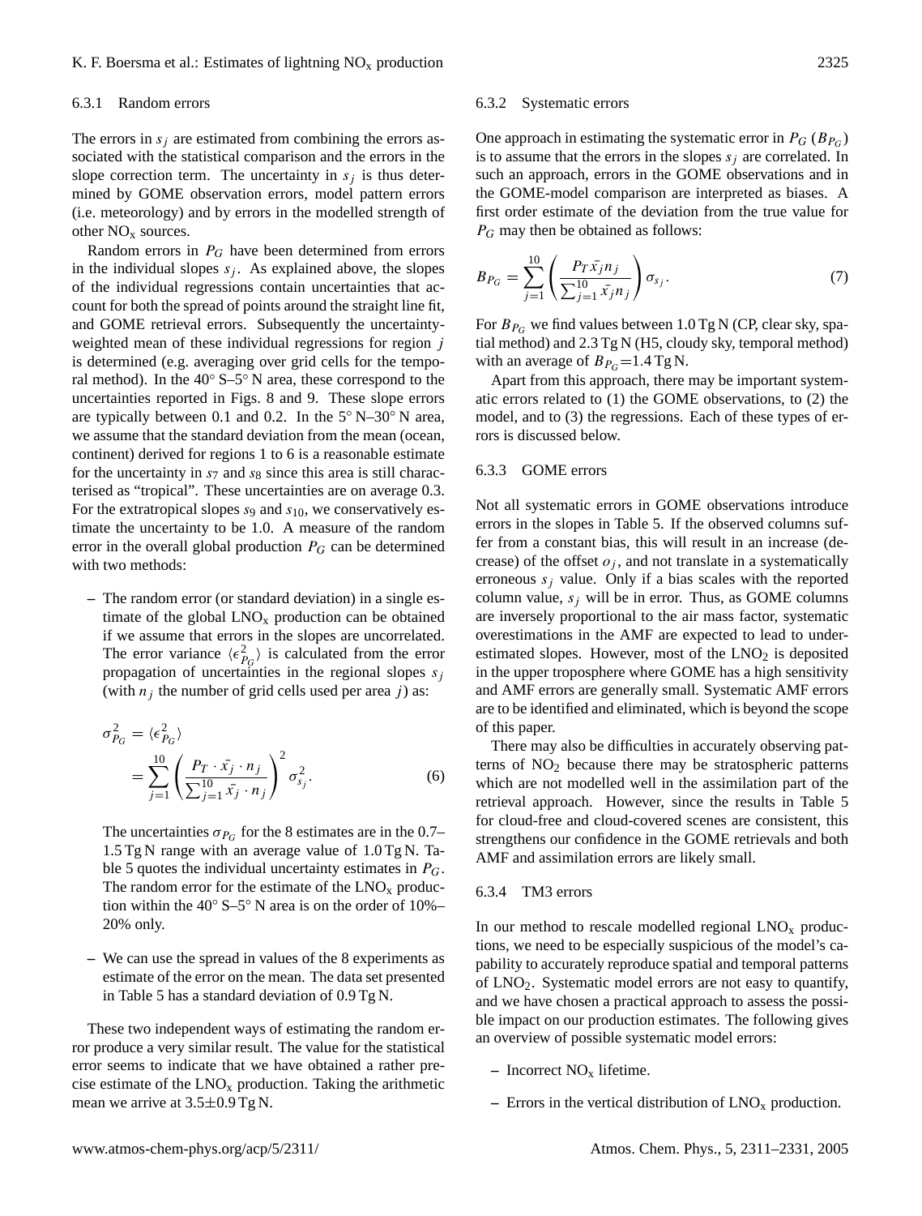#### 6.3.1 Random errors

The errors in $s_j$ are estimated from combining the errors associated with the statistical comparison and the errors in the slope correction term. The uncertainty in $s_j$ is thus determined by GOME observation errors, model pattern errors (i.e. meteorology) and by errors in the modelled strength of other $NO_x$ sources.

Random errors in $P_G$ have been determined from errors in the individual slopes $s_j$. As explained above, the slopes of the individual regressions contain uncertainties that account for both the spread of points around the straight line fit, and GOME retrieval errors. Subsequently the uncertainty-weighted mean of these individual regressions for region $j$ is determined (e.g. averaging over grid cells for the temporal method). In the 40° S–5° N area, these correspond to the uncertainties reported in Figs. 8 and 9. These slope errors are typically between 0.1 and 0.2. In the 5° N–30° N area, we assume that the standard deviation from the mean (ocean, continent) derived for regions 1 to 6 is a reasonable estimate for the uncertainty in $s_7$ and $s_8$ since this area is still characterised as "tropical". These uncertainties are on average 0.3. For the extratropical slopes $s_9$ and $s_{10}$, we conservatively estimate the uncertainty to be 1.0. A measure of the random error in the overall global production $P_G$ can be determined with two methods:

- The random error (or standard deviation) in a single estimate of the global $LNO_x$ production can be obtained if we assume that errors in the slopes are uncorrelated. The error variance $\langle \epsilon_{P_G}^2 \rangle$ is calculated from the error propagation of uncertainties in the regional slopes $s_j$ (with $n_j$ the number of grid cells used per area $j$) as:

$$\sigma_{P_G}^2 = \langle \epsilon_{P_G}^2 \rangle = \sum_{j=1}^{10} \left( \frac{P_T \cdot \bar{x_j} \cdot n_j}{\sum_{j=1}^{10} \bar{x_j} \cdot n_j} \right)^2 \sigma_{s_j}^2. \quad (6)$$

  The uncertainties $\sigma_{P_G}$ for the 8 estimates are in the 0.7–1.5 Tg N range with an average value of 1.0 Tg N. Table 5 quotes the individual uncertainty estimates in $P_G$. The random error for the estimate of the $LNO_x$ production within the 40° S–5° N area is on the order of 10%–20% only.

- We can use the spread in values of the 8 experiments as estimate of the error on the mean. The data set presented in Table 5 has a standard deviation of 0.9 Tg N.

These two independent ways of estimating the random error produce a very similar result. The value for the statistical error seems to indicate that we have obtained a rather precise estimate of the $LNO_x$ production. Taking the arithmetic mean we arrive at 3.5±0.9 Tg N.

#### 6.3.2 Systematic errors

One approach in estimating the systematic error in $P_G$ ($B_{P_G}$) is to assume that the errors in the slopes $s_j$ are correlated. In such an approach, errors in the GOME observations and in the GOME-model comparison are interpreted as biases. A first order estimate of the deviation from the true value for $P_G$ may then be obtained as follows:

$$B_{P_G} = \sum_{j=1}^{10} \left( \frac{P_T \bar{x_j} n_j}{\sum_{j=1}^{10} \bar{x_j} n_j} \right) \sigma_{s_j}. \quad (7)$$

For $B_{P_G}$ we find values between 1.0 Tg N (CP, clear sky, spatial method) and 2.3 Tg N (H5, cloudy sky, temporal method) with an average of $B_{P_G}$=1.4 Tg N.

Apart from this approach, there may be important systematic errors related to (1) the GOME observations, to (2) the model, and to (3) the regressions. Each of these types of errors is discussed below.

#### 6.3.3 GOME errors

Not all systematic errors in GOME observations introduce errors in the slopes in Table 5. If the observed columns suffer from a constant bias, this will result in an increase (decrease) of the offset $o_j$, and not translate in a systematically erroneous $s_j$ value. Only if a bias scales with the reported column value, $s_j$ will be in error. Thus, as GOME columns are inversely proportional to the air mass factor, systematic overestimations in the AMF are expected to lead to underestimated slopes. However, most of the $LNO_2$ is deposited in the upper troposphere where GOME has a high sensitivity and AMF errors are generally small. Systematic AMF errors are to be identified and eliminated, which is beyond the scope of this paper.

There may also be difficulties in accurately observing patterns of $NO_2$ because there may be stratospheric patterns which are not modelled well in the assimilation part of the retrieval approach. However, since the results in Table 5 for cloud-free and cloud-covered scenes are consistent, this strengthens our confidence in the GOME retrievals and both AMF and assimilation errors are likely small.

#### 6.3.4 TM3 errors

In our method to rescale modelled regional $LNO_x$ productions, we need to be especially suspicious of the model's capability to accurately reproduce spatial and temporal patterns of $LNO_2$. Systematic model errors are not easy to quantify, and we have chosen a practical approach to assess the possible impact on our production estimates. The following gives an overview of possible systematic model errors:

- Incorrect $NO_x$ lifetime.
- Errors in the vertical distribution of $LNO_x$ production.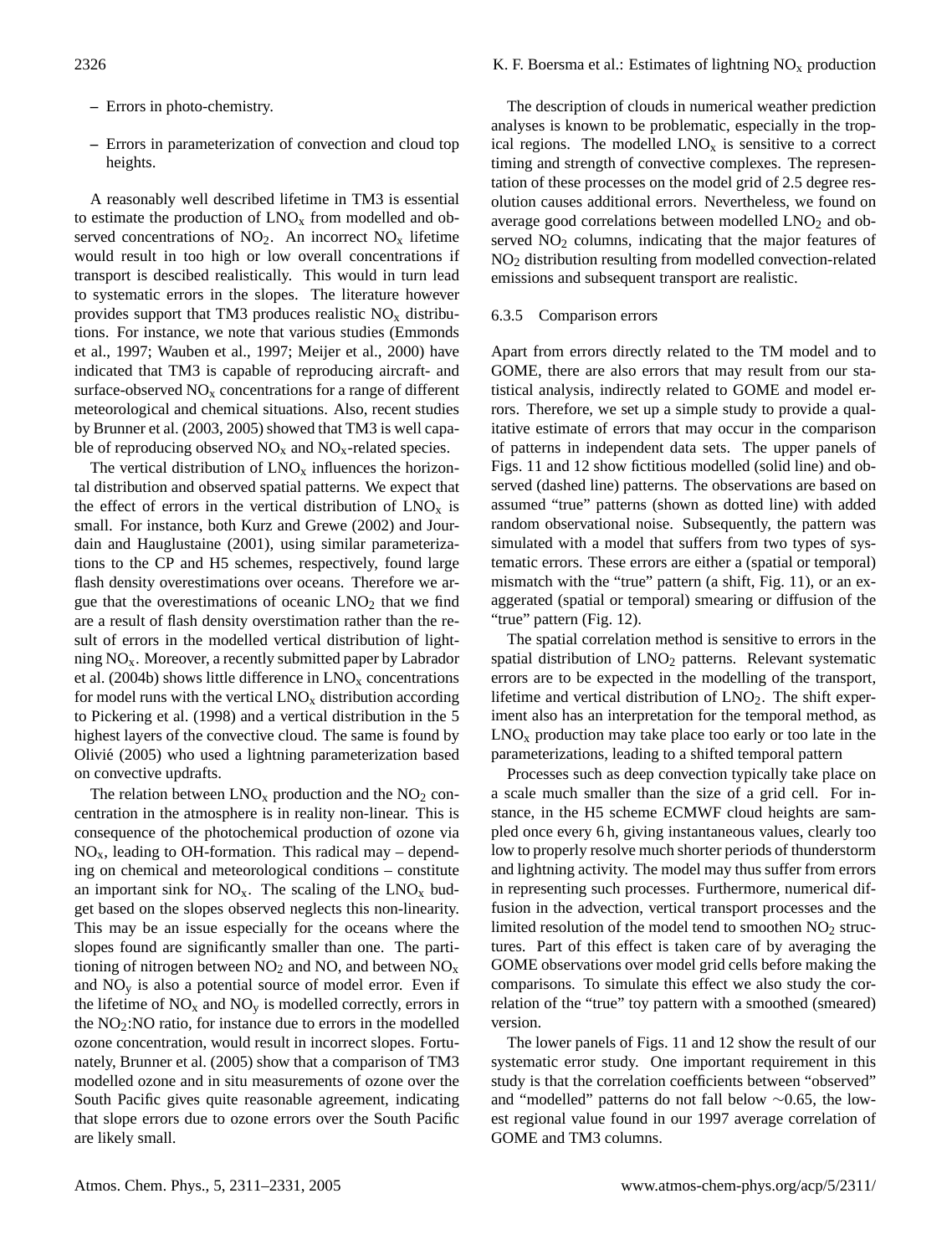– Errors in photo-chemistry.

– Errors in parameterization of convection and cloud top heights.

A reasonably well described lifetime in TM3 is essential to estimate the production of $LNO_x$ from modelled and observed concentrations of $NO_2$. An incorrect $NO_x$ lifetime would result in too high or low overall concentrations if transport is descibed realistically. This would in turn lead to systematic errors in the slopes. The literature however provides support that TM3 produces realistic $NO_x$ distributions. For instance, we note that various studies (Emmonds et al., 1997; Wauben et al., 1997; Meijer et al., 2000) have indicated that TM3 is capable of reproducing aircraft- and surface-observed $NO_x$ concentrations for a range of different meteorological and chemical situations. Also, recent studies by Brunner et al. (2003, 2005) showed that TM3 is well capable of reproducing observed $NO_x$ and $NO_x$-related species.

The vertical distribution of $LNO_x$ influences the horizontal distribution and observed spatial patterns. We expect that the effect of errors in the vertical distribution of $LNO_x$ is small. For instance, both Kurz and Grewe (2002) and Jourdain and Hauglustaine (2001), using similar parameterizations to the CP and H5 schemes, respectively, found large flash density overestimations over oceans. Therefore we argue that the overestimations of oceanic $LNO_2$ that we find are a result of flash density overstimation rather than the result of errors in the modelled vertical distribution of lightning $NO_x$. Moreover, a recently submitted paper by Labrador et al. (2004b) shows little difference in $LNO_x$ concentrations for model runs with the vertical $LNO_x$ distribution according to Pickering et al. (1998) and a vertical distribution in the 5 highest layers of the convective cloud. The same is found by Olivié (2005) who used a lightning parameterization based on convective updrafts.

The relation between $LNO_x$ production and the $NO_2$ concentration in the atmosphere is in reality non-linear. This is consequence of the photochemical production of ozone via $NO_x$, leading to OH-formation. This radical may – depending on chemical and meteorological conditions – constitute an important sink for $NO_x$. The scaling of the $LNO_x$ budget based on the slopes observed neglects this non-linearity. This may be an issue especially for the oceans where the slopes found are significantly smaller than one. The partitioning of nitrogen between $NO_2$ and NO, and between $NO_x$ and $NO_y$ is also a potential source of model error. Even if the lifetime of $NO_x$ and $NO_y$ is modelled correctly, errors in the $NO_2$:NO ratio, for instance due to errors in the modelled ozone concentration, would result in incorrect slopes. Fortunately, Brunner et al. (2005) show that a comparison of TM3 modelled ozone and in situ measurements of ozone over the South Pacific gives quite reasonable agreement, indicating that slope errors due to ozone errors over the South Pacific are likely small.

The description of clouds in numerical weather prediction analyses is known to be problematic, especially in the tropical regions. The modelled $LNO_x$ is sensitive to a correct timing and strength of convective complexes. The representation of these processes on the model grid of 2.5 degree resolution causes additional errors. Nevertheless, we found on average good correlations between modelled $LNO_2$ and observed $NO_2$ columns, indicating that the major features of $NO_2$ distribution resulting from modelled convection-related emissions and subsequent transport are realistic.

#### 6.3.5 Comparison errors

Apart from errors directly related to the TM model and to GOME, there are also errors that may result from our statistical analysis, indirectly related to GOME and model errors. Therefore, we set up a simple study to provide a qualitative estimate of errors that may occur in the comparison of patterns in independent data sets. The upper panels of Figs. 11 and 12 show fictitious modelled (solid line) and observed (dashed line) patterns. The observations are based on assumed "true" patterns (shown as dotted line) with added random observational noise. Subsequently, the pattern was simulated with a model that suffers from two types of systematic errors. These errors are either a (spatial or temporal) mismatch with the "true" pattern (a shift, Fig. 11), or an exaggerated (spatial or temporal) smearing or diffusion of the "true" pattern (Fig. 12).

The spatial correlation method is sensitive to errors in the spatial distribution of $LNO_2$ patterns. Relevant systematic errors are to be expected in the modelling of the transport, lifetime and vertical distribution of $LNO_2$. The shift experiment also has an interpretation for the temporal method, as $LNO_x$ production may take place too early or too late in the parameterizations, leading to a shifted temporal pattern

Processes such as deep convection typically take place on a scale much smaller than the size of a grid cell. For instance, in the H5 scheme ECMWF cloud heights are sampled once every 6 h, giving instantaneous values, clearly too low to properly resolve much shorter periods of thunderstorm and lightning activity. The model may thus suffer from errors in representing such processes. Furthermore, numerical diffusion in the advection, vertical transport processes and the limited resolution of the model tend to smoothen $NO_2$ structures. Part of this effect is taken care of by averaging the GOME observations over model grid cells before making the comparisons. To simulate this effect we also study the correlation of the "true" toy pattern with a smoothed (smeared) version.

The lower panels of Figs. 11 and 12 show the result of our systematic error study. One important requirement in this study is that the correlation coefficients between "observed" and "modelled" patterns do not fall below ∼0.65, the lowest regional value found in our 1997 average correlation of GOME and TM3 columns.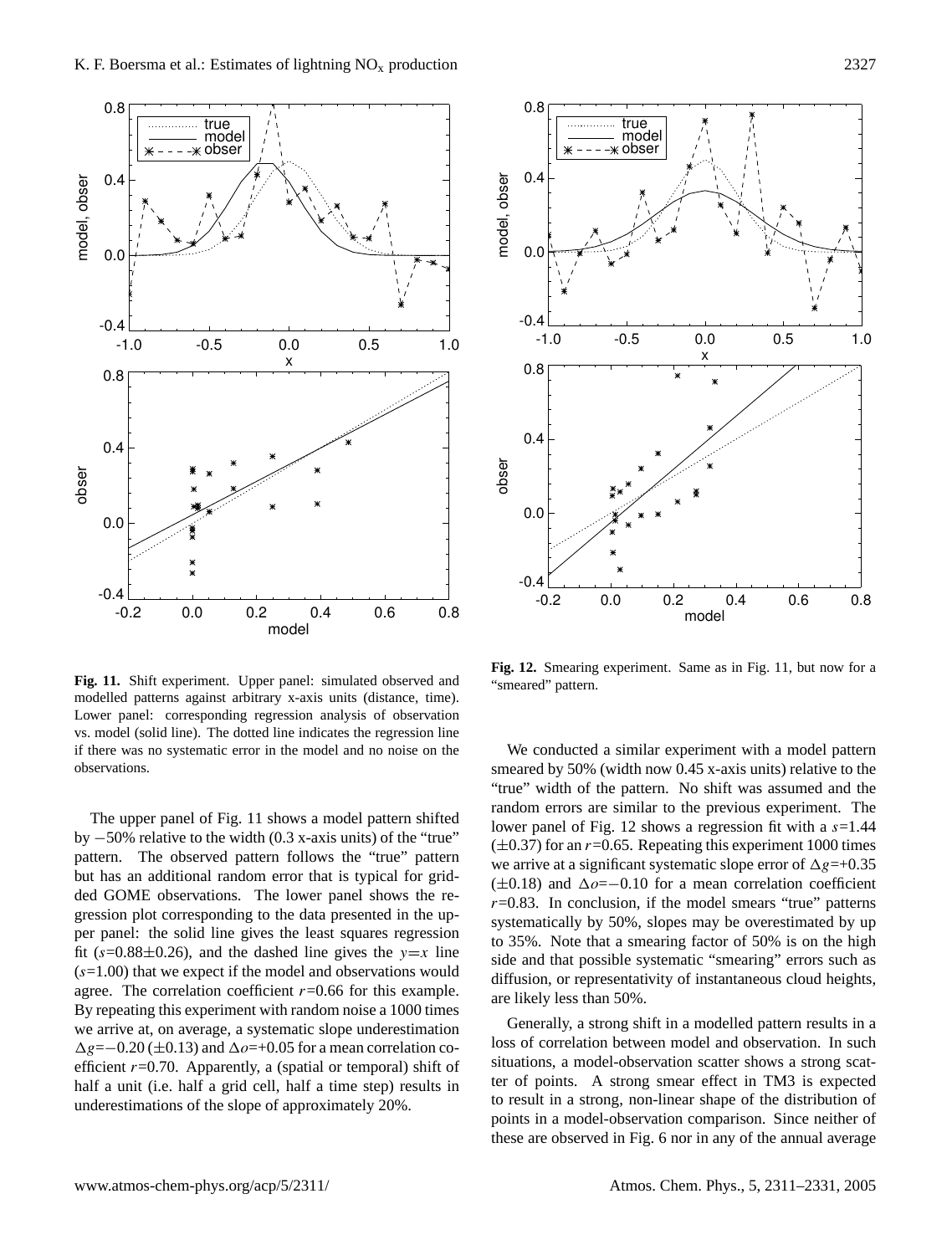**Fig. 11.** Shift experiment. Upper panel: simulated observed and modelled patterns against arbitrary x-axis units (distance, time). Lower panel: corresponding regression analysis of observation vs. model (solid line). The dotted line indicates the regression line if there was no systematic error in the model and no noise on the observations.

The upper panel of Fig. 11 shows a model pattern shifted by −50% relative to the width (0.3 x-axis units) of the "true" pattern. The observed pattern follows the "true" pattern but has an additional random error that is typical for gridded GOME observations. The lower panel shows the regression plot corresponding to the data presented in the upper panel: the solid line gives the least squares regression fit ($s$=0.88±0.26), and the dashed line gives the $y$=$x$ line ($s$=1.00) that we expect if the model and observations would agree. The correlation coefficient $r$=0.66 for this example. By repeating this experiment with random noise a 1000 times we arrive at, on average, a systematic slope underestimation $\Delta g$=−0.20 (±0.13) and $\Delta o$=+0.05 for a mean correlation coefficient $r$=0.70. Apparently, a (spatial or temporal) shift of half a unit (i.e. half a grid cell, half a time step) results in underestimations of the slope of approximately 20%.

**Fig. 12.** Smearing experiment. Same as in Fig. 11, but now for a "smeared" pattern.

We conducted a similar experiment with a model pattern smeared by 50% (width now 0.45 x-axis units) relative to the "true" width of the pattern. No shift was assumed and the random errors are similar to the previous experiment. The lower panel of Fig. 12 shows a regression fit with a $s$=1.44 (±0.37) for an $r$=0.65. Repeating this experiment 1000 times we arrive at a significant systematic slope error of $\Delta g$=+0.35 (±0.18) and $\Delta o$=−0.10 for a mean correlation coefficient $r$=0.83. In conclusion, if the model smears "true" patterns systematically by 50%, slopes may be overestimated by up to 35%. Note that a smearing factor of 50% is on the high side and that possible systematic "smearing" errors such as diffusion, or representativity of instantaneous cloud heights, are likely less than 50%.

Generally, a strong shift in a modelled pattern results in a loss of correlation between model and observation. In such situations, a model-observation scatter shows a strong scatter of points. A strong smear effect in TM3 is expected to result in a strong, non-linear shape of the distribution of points in a model-observation comparison. Since neither of these are observed in Fig. 6 nor in any of the annual average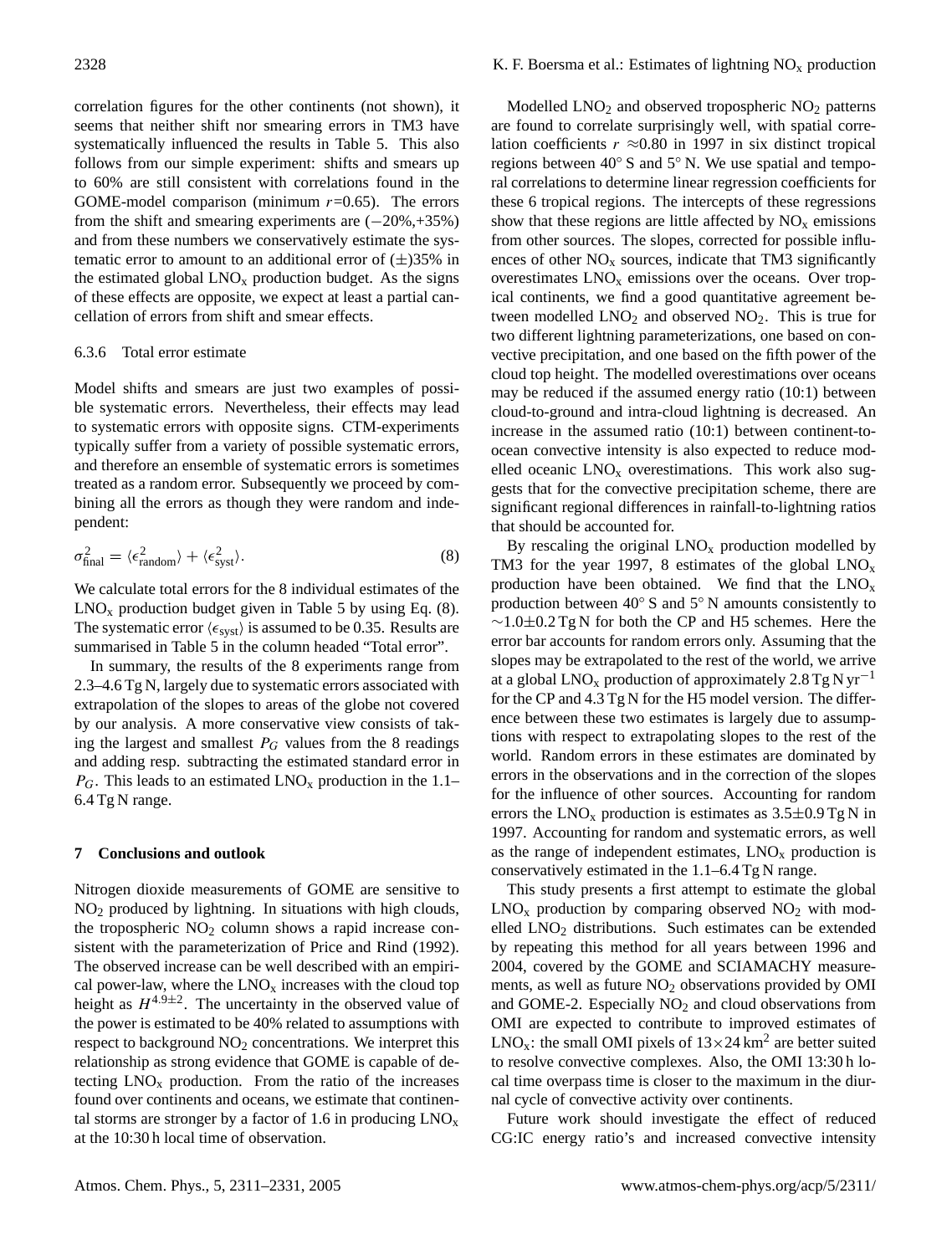correlation figures for the other continents (not shown), it seems that neither shift nor smearing errors in TM3 have systematically influenced the results in Table 5. This also follows from our simple experiment: shifts and smears up to 60% are still consistent with correlations found in the GOME-model comparison (minimum $r$=0.65). The errors from the shift and smearing experiments are (−20%,+35%) and from these numbers we conservatively estimate the systematic error to amount to an additional error of (±)35% in the estimated global $LNO_x$ production budget. As the signs of these effects are opposite, we expect at least a partial cancellation of errors from shift and smear effects.

#### 6.3.6 Total error estimate

Model shifts and smears are just two examples of possible systematic errors. Nevertheless, their effects may lead to systematic errors with opposite signs. CTM-experiments typically suffer from a variety of possible systematic errors, and therefore an ensemble of systematic errors is sometimes treated as a random error. Subsequently we proceed by combining all the errors as though they were random and independent:

$$\sigma^2_{\text{final}} = \langle \epsilon^2_{\text{random}} \rangle + \langle \epsilon^2_{\text{syst}} \rangle. \quad (8)$$

We calculate total errors for the 8 individual estimates of the $LNO_x$ production budget given in Table 5 by using Eq. (8). The systematic error $\langle \epsilon_{\text{syst}} \rangle$ is assumed to be 0.35. Results are summarised in Table 5 in the column headed "Total error".

In summary, the results of the 8 experiments range from 2.3–4.6 Tg N, largely due to systematic errors associated with extrapolation of the slopes to areas of the globe not covered by our analysis. A more conservative view consists of taking the largest and smallest $P_G$ values from the 8 readings and adding resp. subtracting the estimated standard error in $P_G$. This leads to an estimated $LNO_x$ production in the 1.1–6.4 Tg N range.

## 7 Conclusions and outlook

Nitrogen dioxide measurements of GOME are sensitive to $NO_2$ produced by lightning. In situations with high clouds, the tropospheric $NO_2$ column shows a rapid increase consistent with the parameterization of Price and Rind (1992). The observed increase can be well described with an empirical power-law, where the $LNO_x$ increases with the cloud top height as $H^{4.9\pm2}$. The uncertainty in the observed value of the power is estimated to be 40% related to assumptions with respect to background $NO_2$ concentrations. We interpret this relationship as strong evidence that GOME is capable of detecting $LNO_x$ production. From the ratio of the increases found over continents and oceans, we estimate that continental storms are stronger by a factor of 1.6 in producing $LNO_x$ at the 10:30 h local time of observation.

Modelled $LNO_2$ and observed tropospheric $NO_2$ patterns are found to correlate surprisingly well, with spatial correlation coefficients $r \approx 0.80$ in 1997 in six distinct tropical regions between 40° S and 5° N. We use spatial and temporal correlations to determine linear regression coefficients for these 6 tropical regions. The intercepts of these regressions show that these regions are little affected by $NO_x$ emissions from other sources. The slopes, corrected for possible influences of other $NO_x$ sources, indicate that TM3 significantly overestimates $LNO_x$ emissions over the oceans. Over tropical continents, we find a good quantitative agreement between modelled $LNO_2$ and observed $NO_2$. This is true for two different lightning parameterizations, one based on convective precipitation, and one based on the fifth power of the cloud top height. The modelled overestimations over oceans may be reduced if the assumed energy ratio (10:1) between cloud-to-ground and intra-cloud lightning is decreased. An increase in the assumed ratio (10:1) between continent-to-ocean convective intensity is also expected to reduce modelled oceanic $LNO_x$ overestimations. This work also suggests that for the convective precipitation scheme, there are significant regional differences in rainfall-to-lightning ratios that should be accounted for.

By rescaling the original $LNO_x$ production modelled by TM3 for the year 1997, 8 estimates of the global $LNO_x$ production have been obtained. We find that the $LNO_x$ production between 40° S and 5° N amounts consistently to ∼1.0±0.2 Tg N for both the CP and H5 schemes. Here the error bar accounts for random errors only. Assuming that the slopes may be extrapolated to the rest of the world, we arrive at a global $LNO_x$ production of approximately 2.8 Tg N $\text{yr}^{-1}$ for the CP and 4.3 Tg N for the H5 model version. The difference between these two estimates is largely due to assumptions with respect to extrapolating slopes to the rest of the world. Random errors in these estimates are dominated by errors in the observations and in the correction of the slopes for the influence of other sources. Accounting for random errors the $LNO_x$ production is estimates as 3.5±0.9 Tg N in 1997. Accounting for random and systematic errors, as well as the range of independent estimates, $LNO_x$ production is conservatively estimated in the 1.1–6.4 Tg N range.

This study presents a first attempt to estimate the global $LNO_x$ production by comparing observed $NO_2$ with modelled $LNO_2$ distributions. Such estimates can be extended by repeating this method for all years between 1996 and 2004, covered by the GOME and SCIAMACHY measurements, as well as future $NO_2$ observations provided by OMI and GOME-2. Especially $NO_2$ and cloud observations from OMI are expected to contribute to improved estimates of $LNO_x$: the small OMI pixels of $13\times24\,\text{km}^2$ are better suited to resolve convective complexes. Also, the OMI 13:30 h local time overpass time is closer to the maximum in the diurnal cycle of convective activity over continents.

Future work should investigate the effect of reduced CG:IC energy ratio's and increased convective intensity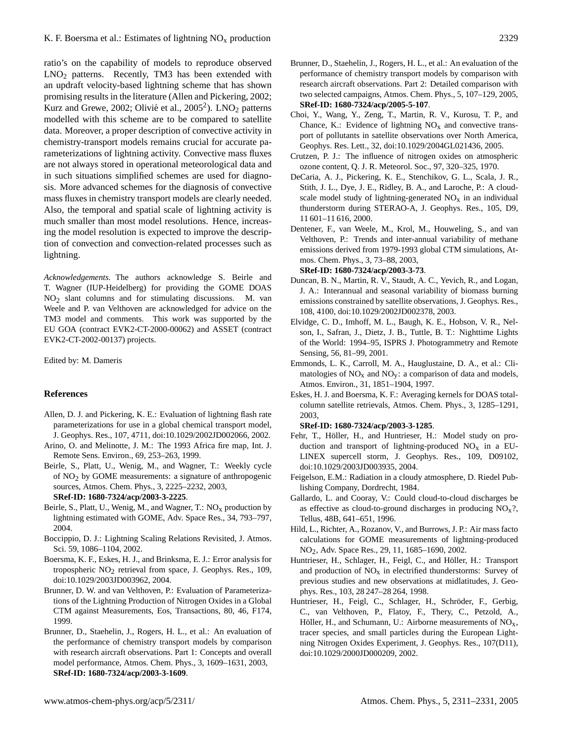ratio's on the capability of models to reproduce observed $LNO_2$ patterns. Recently, TM3 has been extended with an updraft velocity-based lightning scheme that has shown promising results in the literature (Allen and Pickering, 2002; Kurz and Grewe, 2002; Olivié et al., 2005[2]). $LNO_2$ patterns modelled with this scheme are to be compared to satellite data. Moreover, a proper description of convective activity in chemistry-transport models remains crucial for accurate parameterizations of lightning activity. Convective mass fluxes are not always stored in operational meteorological data and in such situations simplified schemes are used for diagnosis. More advanced schemes for the diagnosis of convective mass fluxes in chemistry transport models are clearly needed. Also, the temporal and spatial scale of lightning activity is much smaller than most model resolutions. Hence, increasing the model resolution is expected to improve the description of convection and convection-related processes such as lightning.

*Acknowledgements.* The authors acknowledge S. Beirle and T. Wagner (IUP-Heidelberg) for providing the GOME DOAS $NO_2$ slant columns and for stimulating discussions. M. van Weele and P. van Velthoven are acknowledged for advice on the TM3 model and comments. This work was supported by the EU GOA (contract EVK2-CT-2000-00062) and ASSET (contract EVK2-CT-2002-00137) projects.

Edited by: M. Dameris

## References

Allen, D. J. and Pickering, K. E.: Evaluation of lightning flash rate parameterizations for use in a global chemical transport model, J. Geophys. Res., 107, 4711, doi:10.1029/2002JD002066, 2002.

Arino, O. and Melinotte, J. M.: The 1993 Africa fire map, Int. J. Remote Sens. Environ., 69, 253–263, 1999.

Beirle, S., Platt, U., Wenig, M., and Wagner, T.: Weekly cycle of $NO_2$ by GOME measurements: a signature of anthropogenic sources, Atmos. Chem. Phys., 3, 2225–2232, 2003, **SRef-ID: 1680-7324/acp/2003-3-2225**.

Beirle, S., Platt, U., Wenig, M., and Wagner, T.: $NO_x$ production by lightning estimated with GOME, Adv. Space Res., 34, 793–797, 2004.

Boccippio, D. J.: Lightning Scaling Relations Revisited, J. Atmos. Sci. 59, 1086–1104, 2002.

Boersma, K. F., Eskes, H. J., and Brinksma, E. J.: Error analysis for tropospheric $NO_2$ retrieval from space, J. Geophys. Res., 109, doi:10.1029/2003JD003962, 2004.

Brunner, D. W. and van Velthoven, P.: Evaluation of Parameterizations of the Lightning Production of Nitrogen Oxides in a Global CTM against Measurements, Eos, Transactions, 80, 46, F174, 1999.

Brunner, D., Staehelin, J., Rogers, H. L., et al.: An evaluation of the performance of chemistry transport models by comparison with research aircraft observations. Part 1: Concepts and overall model performance, Atmos. Chem. Phys., 3, 1609–1631, 2003, **SRef-ID: 1680-7324/acp/2003-3-1609**.

Brunner, D., Staehelin, J., Rogers, H. L., et al.: An evaluation of the performance of chemistry transport models by comparison with research aircraft observations. Part 2: Detailed comparison with two selected campaigns, Atmos. Chem. Phys., 5, 107–129, 2005, **SRef-ID: 1680-7324/acp/2005-5-107**.

Choi, Y., Wang, Y., Zeng, T., Martin, R. V., Kurosu, T. P., and Chance, K.: Evidence of lightning $NO_x$ and convective transport of pollutants in satellite observations over North America, Geophys. Res. Lett., 32, doi:10.1029/2004GL021436, 2005.

Crutzen, P. J.: The influence of nitrogen oxides on atmospheric ozone content, Q. J. R. Meteorol. Soc., 97, 320–325, 1970.

DeCaria, A. J., Pickering, K. E., Stenchikov, G. L., Scala, J. R., Stith, J. L., Dye, J. E., Ridley, B. A., and Laroche, P.: A cloud-scale model study of lightning-generated $NO_x$ in an individual thunderstorm during STERAO-A, J. Geophys. Res., 105, D9, 11 601–11 616, 2000.

Dentener, F., van Weele, M., Krol, M., Houweling, S., and van Velthoven, P.: Trends and inter-annual variability of methane emissions derived from 1979-1993 global CTM simulations, Atmos. Chem. Phys., 3, 73–88, 2003, **SRef-ID: 1680-7324/acp/2003-3-73**.

Duncan, B. N., Martin, R. V., Staudt, A. C., Yevich, R., and Logan, J. A.: Interannual and seasonal variability of biomass burning emissions constrained by satellite observations, J. Geophys. Res., 108, 4100, doi:10.1029/2002JD002378, 2003.

Elvidge, C. D., Imhoff, M. L., Baugh, K. E., Hobson, V. R., Nelson, I., Safran, J., Dietz, J. B., Tuttle, B. T.: Nighttime Lights of the World: 1994–95, ISPRS J. Photogrammetry and Remote Sensing, 56, 81–99, 2001.

Emmonds, L. K., Carroll, M. A., Hauglustaine, D. A., et al.: Climatologies of $NO_x$ and $NO_y$: a comparison of data and models, Atmos. Environ., 31, 1851–1904, 1997.

Eskes, H. J. and Boersma, K. F.: Averaging kernels for DOAS total-column satellite retrievals, Atmos. Chem. Phys., 3, 1285–1291, 2003, **SRef-ID: 1680-7324/acp/2003-3-1285**.

Fehr, T., Höller, H., and Huntrieser, H.: Model study on production and transport of lightning-produced $NO_x$ in a EU-LINEX supercell storm, J. Geophys. Res., 109, D09102, doi:10.1029/2003JD003935, 2004.

Feigelson, E.M.: Radiation in a cloudy atmosphere, D. Riedel Publishing Company, Dordrecht, 1984.

Gallardo, L. and Cooray, V.: Could cloud-to-cloud discharges be as effective as cloud-to-ground discharges in producing $NO_x$?, Tellus, 48B, 641–651, 1996.

Hild, L., Richter, A., Rozanov, V., and Burrows, J. P.: Air mass facto calculations for GOME measurements of lightning-produced $NO_2$, Adv. Space Res., 29, 11, 1685–1690, 2002.

Huntrieser, H., Schlager, H., Feigl, C., and Höller, H.: Transport and production of $NO_x$ in electrified thunderstorms: Survey of previous studies and new observations at midlatitudes, J. Geophys. Res., 103, 28 247–28 264, 1998.

Huntrieser, H., Feigl, C., Schlager, H., Schröder, F., Gerbig, C., van Velthoven, P., Flatoy, F., Thery, C., Petzold, A., Höller, H., and Schumann, U.: Airborne measurements of $NO_x$, tracer species, and small particles during the European Lightning Nitrogen Oxides Experiment, J. Geophys. Res., 107(D11), doi:10.1029/2000JD000209, 2002.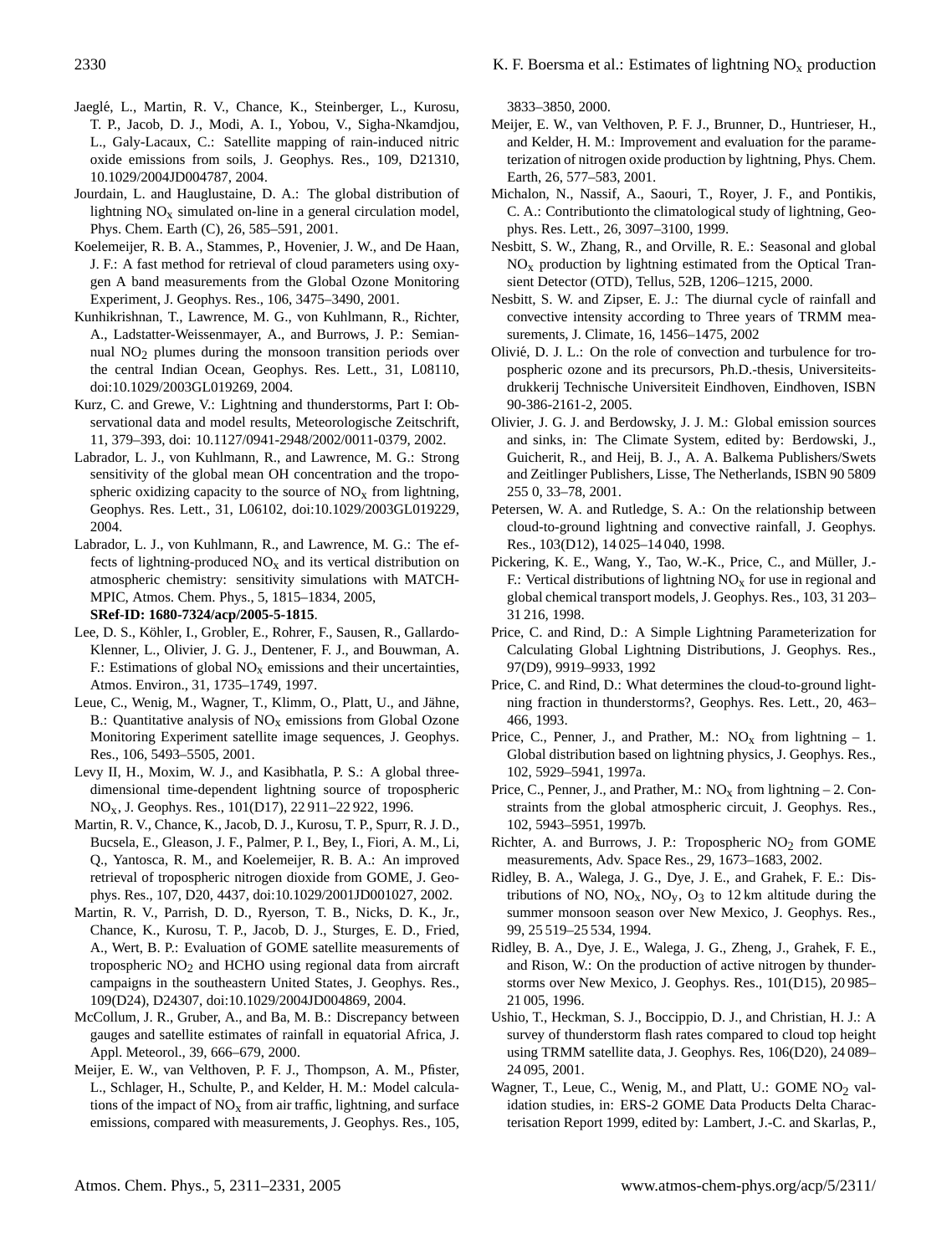Jaeglé, L., Martin, R. V., Chance, K., Steinberger, L., Kurosu, T. P., Jacob, D. J., Modi, A. I., Yobou, V., Sigha-Nkamdjou, L., Galy-Lacaux, C.: Satellite mapping of rain-induced nitric oxide emissions from soils, J. Geophys. Res., 109, D21310, 10.1029/2004JD004787, 2004.

Jourdain, L. and Hauglustaine, D. A.: The global distribution of lightning $NO_x$ simulated on-line in a general circulation model, Phys. Chem. Earth (C), 26, 585–591, 2001.

Koelemeijer, R. B. A., Stammes, P., Hovenier, J. W., and De Haan, J. F.: A fast method for retrieval of cloud parameters using oxygen A band measurements from the Global Ozone Monitoring Experiment, J. Geophys. Res., 106, 3475–3490, 2001.

Kunhikrishnan, T., Lawrence, M. G., von Kuhlmann, R., Richter, A., Ladstatter-Weissenmayer, A., and Burrows, J. P.: Semiannual $NO_2$ plumes during the monsoon transition periods over the central Indian Ocean, Geophys. Res. Lett., 31, L08110, doi:10.1029/2003GL019269, 2004.

Kurz, C. and Grewe, V.: Lightning and thunderstorms, Part I: Observational data and model results, Meteorologische Zeitschrift, 11, 379–393, doi: 10.1127/0941-2948/2002/0011-0379, 2002.

Labrador, L. J., von Kuhlmann, R., and Lawrence, M. G.: Strong sensitivity of the global mean OH concentration and the tropospheric oxidizing capacity to the source of $NO_x$ from lightning, Geophys. Res. Lett., 31, L06102, doi:10.1029/2003GL019229, 2004.

Labrador, L. J., von Kuhlmann, R., and Lawrence, M. G.: The effects of lightning-produced $NO_x$ and its vertical distribution on atmospheric chemistry: sensitivity simulations with MATCH-MPIC, Atmos. Chem. Phys., 5, 1815–1834, 2005, **SRef-ID: 1680-7324/acp/2005-5-1815**.

Lee, D. S., Köhler, I., Grobler, E., Rohrer, F., Sausen, R., Gallardo-Klenner, L., Olivier, J. G. J., Dentener, F. J., and Bouwman, A. F.: Estimations of global $NO_x$ emissions and their uncertainties, Atmos. Environ., 31, 1735–1749, 1997.

Leue, C., Wenig, M., Wagner, T., Klimm, O., Platt, U., and Jähne, B.: Quantitative analysis of $NO_x$ emissions from Global Ozone Monitoring Experiment satellite image sequences, J. Geophys. Res., 106, 5493–5505, 2001.

Levy II, H., Moxim, W. J., and Kasibhatla, P. S.: A global three-dimensional time-dependent lightning source of tropospheric $NO_x$, J. Geophys. Res., 101(D17), 22 911–22 922, 1996.

Martin, R. V., Chance, K., Jacob, D. J., Kurosu, T. P., Spurr, R. J. D., Bucsela, E., Gleason, J. F., Palmer, P. I., Bey, I., Fiori, A. M., Li, Q., Yantosca, R. M., and Koelemeijer, R. B. A.: An improved retrieval of tropospheric nitrogen dioxide from GOME, J. Geophys. Res., 107, D20, 4437, doi:10.1029/2001JD001027, 2002.

Martin, R. V., Parrish, D. D., Ryerson, T. B., Nicks, D. K., Jr., Chance, K., Kurosu, T. P., Jacob, D. J., Sturges, E. D., Fried, A., Wert, B. P.: Evaluation of GOME satellite measurements of tropospheric $NO_2$ and HCHO using regional data from aircraft campaigns in the southeastern United States, J. Geophys. Res., 109(D24), D24307, doi:10.1029/2004JD004869, 2004.

McCollum, J. R., Gruber, A., and Ba, M. B.: Discrepancy between gauges and satellite estimates of rainfall in equatorial Africa, J. Appl. Meteorol., 39, 666–679, 2000.

Meijer, E. W., van Velthoven, P. F. J., Thompson, A. M., Pfister, L., Schlager, H., Schulte, P., and Kelder, H. M.: Model calculations of the impact of $NO_x$ from air traffic, lightning, and surface emissions, compared with measurements, J. Geophys. Res., 105, 3833–3850, 2000.

Meijer, E. W., van Velthoven, P. F. J., Brunner, D., Huntrieser, H., and Kelder, H. M.: Improvement and evaluation for the parameterization of nitrogen oxide production by lightning, Phys. Chem. Earth, 26, 577–583, 2001.

Michalon, N., Nassif, A., Saouri, T., Royer, J. F., and Pontikis, C. A.: Contributionto the climatological study of lightning, Geophys. Res. Lett., 26, 3097–3100, 1999.

Nesbitt, S. W., Zhang, R., and Orville, R. E.: Seasonal and global $NO_x$ production by lightning estimated from the Optical Transient Detector (OTD), Tellus, 52B, 1206–1215, 2000.

Nesbitt, S. W. and Zipser, E. J.: The diurnal cycle of rainfall and convective intensity according to Three years of TRMM measurements, J. Climate, 16, 1456–1475, 2002

Olivié, D. J. L.: On the role of convection and turbulence for tropospheric ozone and its precursors, Ph.D.-thesis, Universiteitsdrukkerij Technische Universiteit Eindhoven, Eindhoven, ISBN 90-386-2161-2, 2005.

Olivier, J. G. J. and Berdowsky, J. J. M.: Global emission sources and sinks, in: The Climate System, edited by: Berdowski, J., Guicherit, R., and Heij, B. J., A. A. Balkema Publishers/Swets and Zeitlinger Publishers, Lisse, The Netherlands, ISBN 90 5809 255 0, 33–78, 2001.

Petersen, W. A. and Rutledge, S. A.: On the relationship between cloud-to-ground lightning and convective rainfall, J. Geophys. Res., 103(D12), 14 025–14 040, 1998.

Pickering, K. E., Wang, Y., Tao, W.-K., Price, C., and Müller, J.-F.: Vertical distributions of lightning $NO_x$ for use in regional and global chemical transport models, J. Geophys. Res., 103, 31 203–31 216, 1998.

Price, C. and Rind, D.: A Simple Lightning Parameterization for Calculating Global Lightning Distributions, J. Geophys. Res., 97(D9), 9919–9933, 1992

Price, C. and Rind, D.: What determines the cloud-to-ground lightning fraction in thunderstorms?, Geophys. Res. Lett., 20, 463–466, 1993.

Price, C., Penner, J., and Prather, M.: $NO_x$ from lightning – 1. Global distribution based on lightning physics, J. Geophys. Res., 102, 5929–5941, 1997a.

Price, C., Penner, J., and Prather, M.: $NO_x$ from lightning – 2. Constraints from the global atmospheric circuit, J. Geophys. Res., 102, 5943–5951, 1997b.

Richter, A. and Burrows, J. P.: Tropospheric $NO_2$ from GOME measurements, Adv. Space Res., 29, 1673–1683, 2002.

Ridley, B. A., Walega, J. G., Dye, J. E., and Grahek, F. E.: Distributions of NO, $NO_x$, $NO_y$, $O_3$ to 12 km altitude during the summer monsoon season over New Mexico, J. Geophys. Res., 99, 25 519–25 534, 1994.

Ridley, B. A., Dye, J. E., Walega, J. G., Zheng, J., Grahek, F. E., and Rison, W.: On the production of active nitrogen by thunderstorms over New Mexico, J. Geophys. Res., 101(D15), 20 985–21 005, 1996.

Ushio, T., Heckman, S. J., Boccippio, D. J., and Christian, H. J.: A survey of thunderstorm flash rates compared to cloud top height using TRMM satellite data, J. Geophys. Res, 106(D20), 24 089–24 095, 2001.

Wagner, T., Leue, C., Wenig, M., and Platt, U.: GOME $NO_2$ validation studies, in: ERS-2 GOME Data Products Delta Characterisation Report 1999, edited by: Lambert, J.-C. and Skarlas, P.,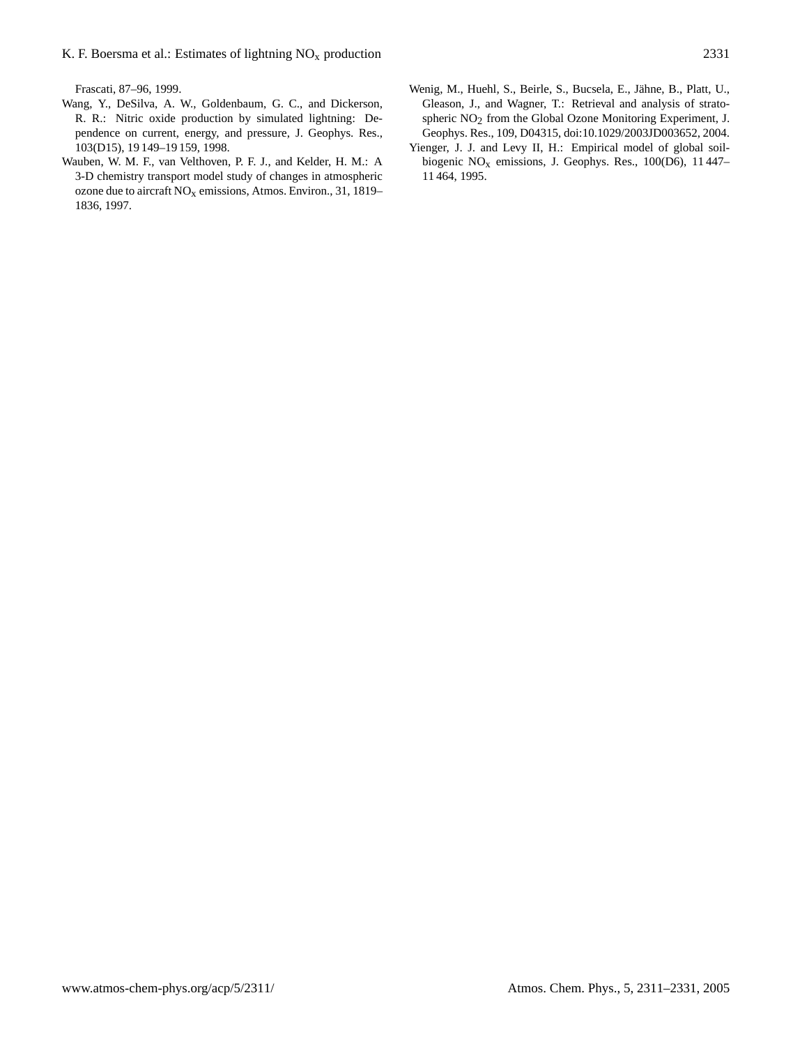Frascati, 87–96, 1999.

Wang, Y., DeSilva, A. W., Goldenbaum, G. C., and Dickerson, R. R.: Nitric oxide production by simulated lightning: Dependence on current, energy, and pressure, J. Geophys. Res., 103(D15), 19 149–19 159, 1998.

Wauben, W. M. F., van Velthoven, P. F. J., and Kelder, H. M.: A 3-D chemistry transport model study of changes in atmospheric ozone due to aircraft $NO_x$ emissions, Atmos. Environ., 31, 1819–1836, 1997.

Wenig, M., Huehl, S., Beirle, S., Bucsela, E., Jähne, B., Platt, U., Gleason, J., and Wagner, T.: Retrieval and analysis of stratospheric $NO_2$ from the Global Ozone Monitoring Experiment, J. Geophys. Res., 109, D04315, doi:10.1029/2003JD003652, 2004.

Yienger, J. J. and Levy II, H.: Empirical model of global soil-biogenic $NO_x$ emissions, J. Geophys. Res., 100(D6), 11 447–11 464, 1995.